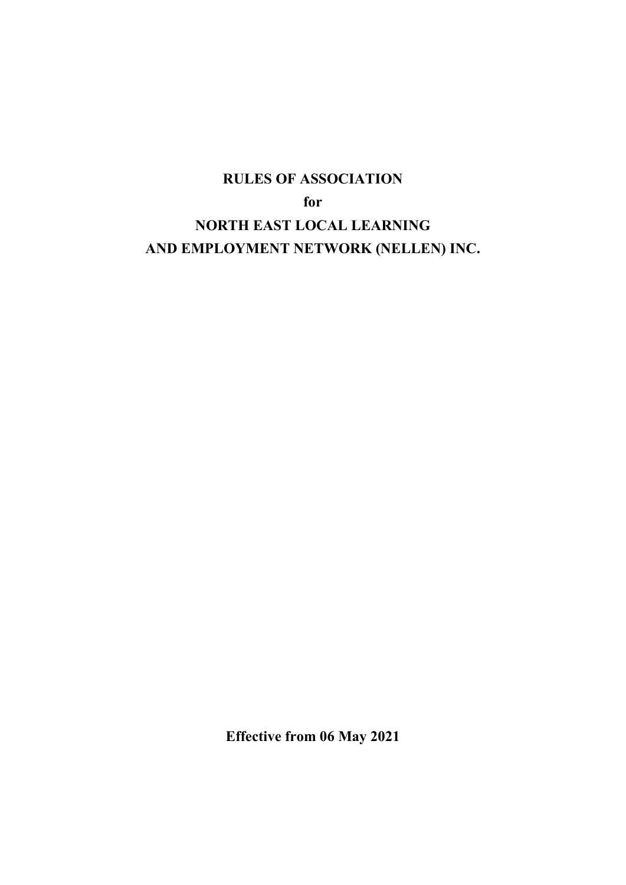# RULES OF ASSOCIATION

**for**

# NORTH EAST LOCAL LEARNING AND EMPLOYMENT NETWORK (NELLEN) INC.

**Effective from 06 May 2021**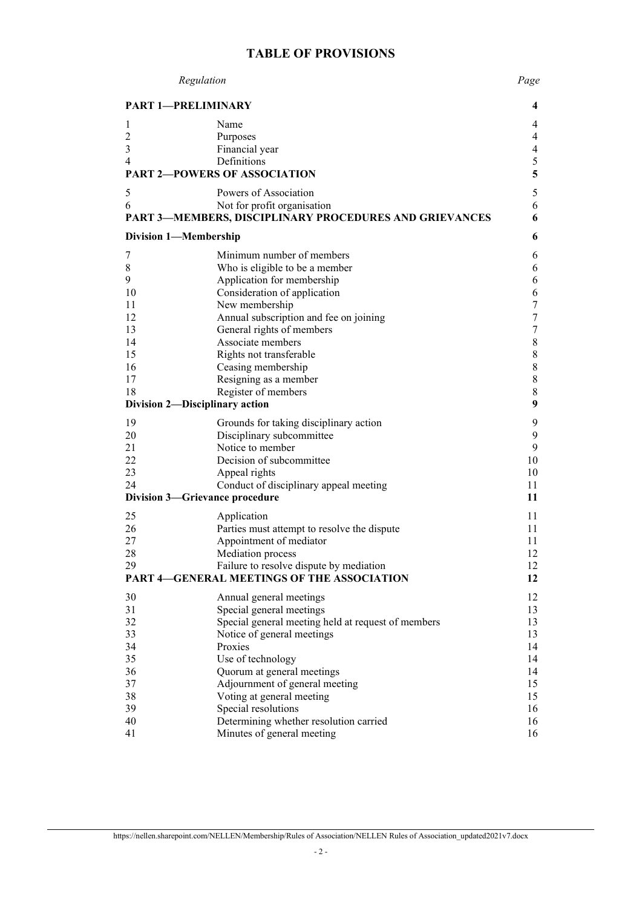# TABLE OF PROVISIONS

| Regulation | | Page |
|---|---|---|
| **PART 1—PRELIMINARY** | | **4** |
| 1 | Name | 4 |
| 2 | Purposes | 4 |
| 3 | Financial year | 4 |
| 4 | Definitions | 5 |
| **PART 2—POWERS OF ASSOCIATION** | | **5** |
| 5 | Powers of Association | 5 |
| 6 | Not for profit organisation | 6 |
| **PART 3—MEMBERS, DISCIPLINARY PROCEDURES AND GRIEVANCES** | | **6** |
| **Division 1—Membership** | | **6** |
| 7 | Minimum number of members | 6 |
| 8 | Who is eligible to be a member | 6 |
| 9 | Application for membership | 6 |
| 10 | Consideration of application | 6 |
| 11 | New membership | 7 |
| 12 | Annual subscription and fee on joining | 7 |
| 13 | General rights of members | 7 |
| 14 | Associate members | 8 |
| 15 | Rights not transferable | 8 |
| 16 | Ceasing membership | 8 |
| 17 | Resigning as a member | 8 |
| 18 | Register of members | 8 |
| **Division 2—Disciplinary action** | | **9** |
| 19 | Grounds for taking disciplinary action | 9 |
| 20 | Disciplinary subcommittee | 9 |
| 21 | Notice to member | 9 |
| 22 | Decision of subcommittee | 10 |
| 23 | Appeal rights | 10 |
| 24 | Conduct of disciplinary appeal meeting | 11 |
| **Division 3—Grievance procedure** | | **11** |
| 25 | Application | 11 |
| 26 | Parties must attempt to resolve the dispute | 11 |
| 27 | Appointment of mediator | 11 |
| 28 | Mediation process | 12 |
| 29 | Failure to resolve dispute by mediation | 12 |
| **PART 4—GENERAL MEETINGS OF THE ASSOCIATION** | | **12** |
| 30 | Annual general meetings | 12 |
| 31 | Special general meetings | 13 |
| 32 | Special general meeting held at request of members | 13 |
| 33 | Notice of general meetings | 13 |
| 34 | Proxies | 14 |
| 35 | Use of technology | 14 |
| 36 | Quorum at general meetings | 14 |
| 37 | Adjournment of general meeting | 15 |
| 38 | Voting at general meeting | 15 |
| 39 | Special resolutions | 16 |
| 40 | Determining whether resolution carried | 16 |
| 41 | Minutes of general meeting | 16 |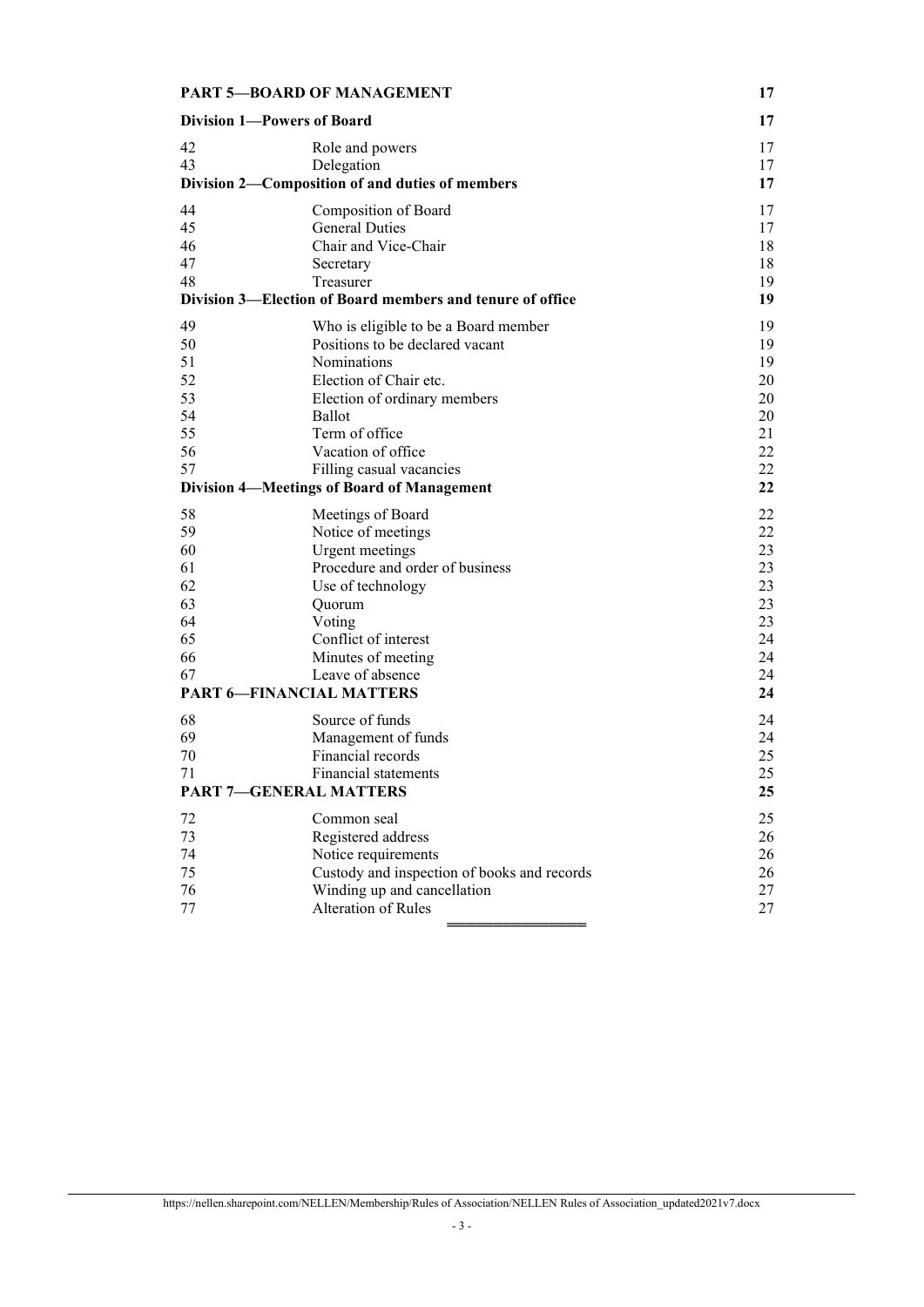| | | |
|---|---|---|
| **PART 5—BOARD OF MANAGEMENT** | | **17** |
| **Division 1—Powers of Board** | | **17** |
| 42 | Role and powers | 17 |
| 43 | Delegation | 17 |
| **Division 2—Composition of and duties of members** | | **17** |
| 44 | Composition of Board | 17 |
| 45 | General Duties | 17 |
| 46 | Chair and Vice-Chair | 18 |
| 47 | Secretary | 18 |
| 48 | Treasurer | 19 |
| **Division 3—Election of Board members and tenure of office** | | **19** |
| 49 | Who is eligible to be a Board member | 19 |
| 50 | Positions to be declared vacant | 19 |
| 51 | Nominations | 19 |
| 52 | Election of Chair etc. | 20 |
| 53 | Election of ordinary members | 20 |
| 54 | Ballot | 20 |
| 55 | Term of office | 21 |
| 56 | Vacation of office | 22 |
| 57 | Filling casual vacancies | 22 |
| **Division 4—Meetings of Board of Management** | | **22** |
| 58 | Meetings of Board | 22 |
| 59 | Notice of meetings | 22 |
| 60 | Urgent meetings | 23 |
| 61 | Procedure and order of business | 23 |
| 62 | Use of technology | 23 |
| 63 | Quorum | 23 |
| 64 | Voting | 23 |
| 65 | Conflict of interest | 24 |
| 66 | Minutes of meeting | 24 |
| 67 | Leave of absence | 24 |
| **PART 6—FINANCIAL MATTERS** | | **24** |
| 68 | Source of funds | 24 |
| 69 | Management of funds | 24 |
| 70 | Financial records | 25 |
| 71 | Financial statements | 25 |
| **PART 7—GENERAL MATTERS** | | **25** |
| 72 | Common seal | 25 |
| 73 | Registered address | 26 |
| 74 | Notice requirements | 26 |
| 75 | Custody and inspection of books and records | 26 |
| 76 | Winding up and cancellation | 27 |
| 77 | Alteration of Rules | 27 |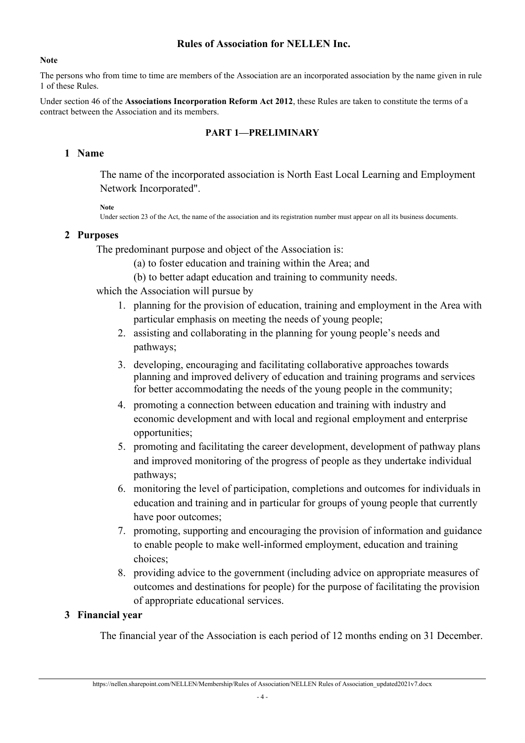# Rules of Association for NELLEN Inc.

**Note**

The persons who from time to time are members of the Association are an incorporated association by the name given in rule 1 of these Rules.

Under section 46 of the **Associations Incorporation Reform Act 2012**, these Rules are taken to constitute the terms of a contract between the Association and its members.

## PART 1—PRELIMINARY

### 1 Name

The name of the incorporated association is North East Local Learning and Employment Network Incorporated".

**Note**
Under section 23 of the Act, the name of the association and its registration number must appear on all its business documents.

### 2 Purposes

The predominant purpose and object of the Association is:

(a) to foster education and training within the Area; and

(b) to better adapt education and training to community needs.

which the Association will pursue by

1. planning for the provision of education, training and employment in the Area with particular emphasis on meeting the needs of young people;
2. assisting and collaborating in the planning for young people's needs and pathways;
3. developing, encouraging and facilitating collaborative approaches towards planning and improved delivery of education and training programs and services for better accommodating the needs of the young people in the community;
4. promoting a connection between education and training with industry and economic development and with local and regional employment and enterprise opportunities;
5. promoting and facilitating the career development, development of pathway plans and improved monitoring of the progress of people as they undertake individual pathways;
6. monitoring the level of participation, completions and outcomes for individuals in education and training and in particular for groups of young people that currently have poor outcomes;
7. promoting, supporting and encouraging the provision of information and guidance to enable people to make well-informed employment, education and training choices;
8. providing advice to the government (including advice on appropriate measures of outcomes and destinations for people) for the purpose of facilitating the provision of appropriate educational services.

### 3 Financial year

The financial year of the Association is each period of 12 months ending on 31 December.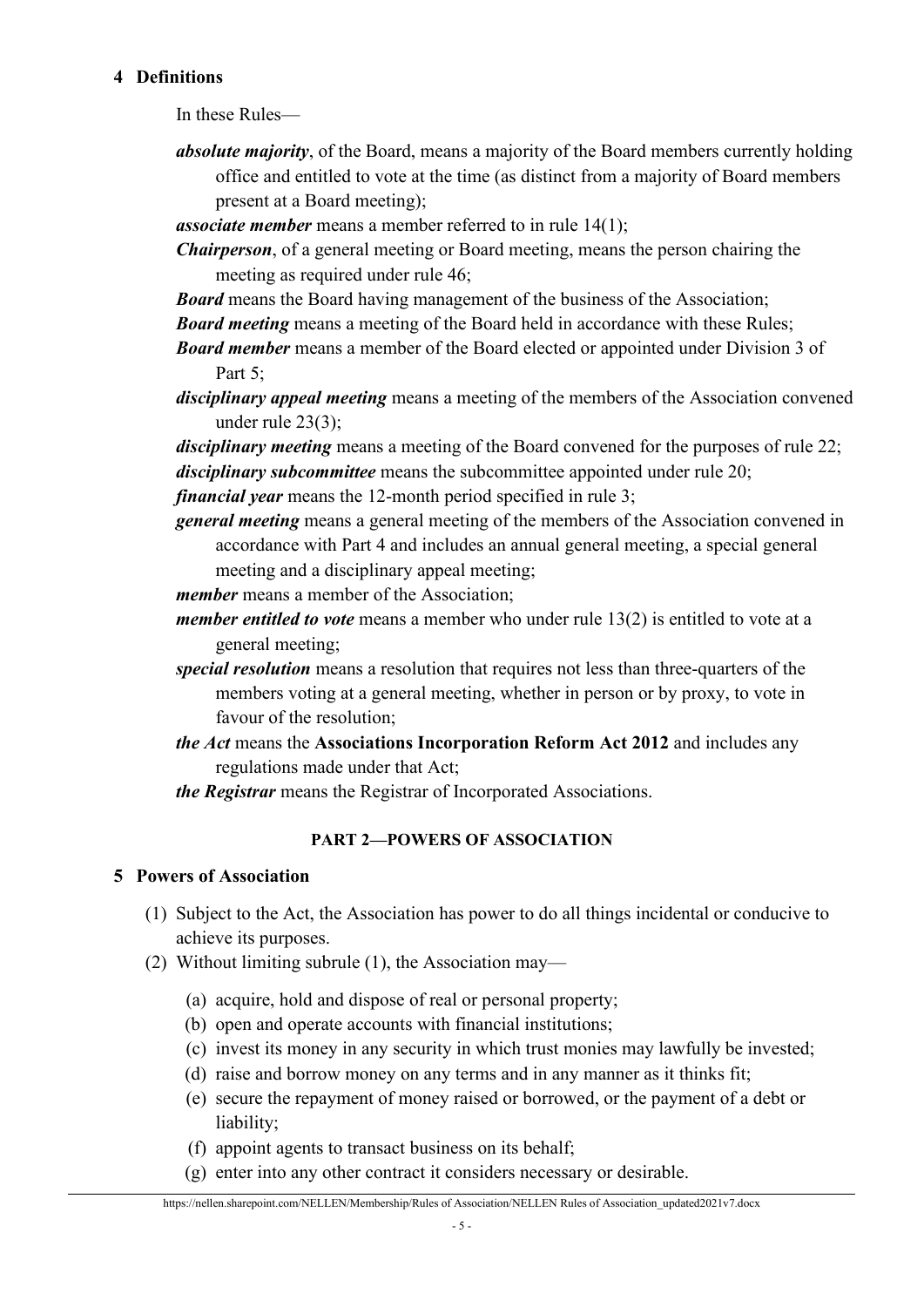## 4 Definitions

In these Rules—

***absolute majority***, of the Board, means a majority of the Board members currently holding office and entitled to vote at the time (as distinct from a majority of Board members present at a Board meeting);

***associate member*** means a member referred to in rule 14(1);

***Chairperson***, of a general meeting or Board meeting, means the person chairing the meeting as required under rule 46;

***Board*** means the Board having management of the business of the Association;

***Board meeting*** means a meeting of the Board held in accordance with these Rules;

***Board member*** means a member of the Board elected or appointed under Division 3 of Part 5;

***disciplinary appeal meeting*** means a meeting of the members of the Association convened under rule 23(3);

***disciplinary meeting*** means a meeting of the Board convened for the purposes of rule 22;

***disciplinary subcommittee*** means the subcommittee appointed under rule 20;

***financial year*** means the 12-month period specified in rule 3;

***general meeting*** means a general meeting of the members of the Association convened in accordance with Part 4 and includes an annual general meeting, a special general meeting and a disciplinary appeal meeting;

***member*** means a member of the Association;

***member entitled to vote*** means a member who under rule 13(2) is entitled to vote at a general meeting;

***special resolution*** means a resolution that requires not less than three-quarters of the members voting at a general meeting, whether in person or by proxy, to vote in favour of the resolution;

***the Act*** means the **Associations Incorporation Reform Act 2012** and includes any regulations made under that Act;

***the Registrar*** means the Registrar of Incorporated Associations.

# PART 2—POWERS OF ASSOCIATION

## 5 Powers of Association

(1) Subject to the Act, the Association has power to do all things incidental or conducive to achieve its purposes.

(2) Without limiting subrule (1), the Association may—

- (a) acquire, hold and dispose of real or personal property;
- (b) open and operate accounts with financial institutions;
- (c) invest its money in any security in which trust monies may lawfully be invested;
- (d) raise and borrow money on any terms and in any manner as it thinks fit;
- (e) secure the repayment of money raised or borrowed, or the payment of a debt or liability;
- (f) appoint agents to transact business on its behalf;
- (g) enter into any other contract it considers necessary or desirable.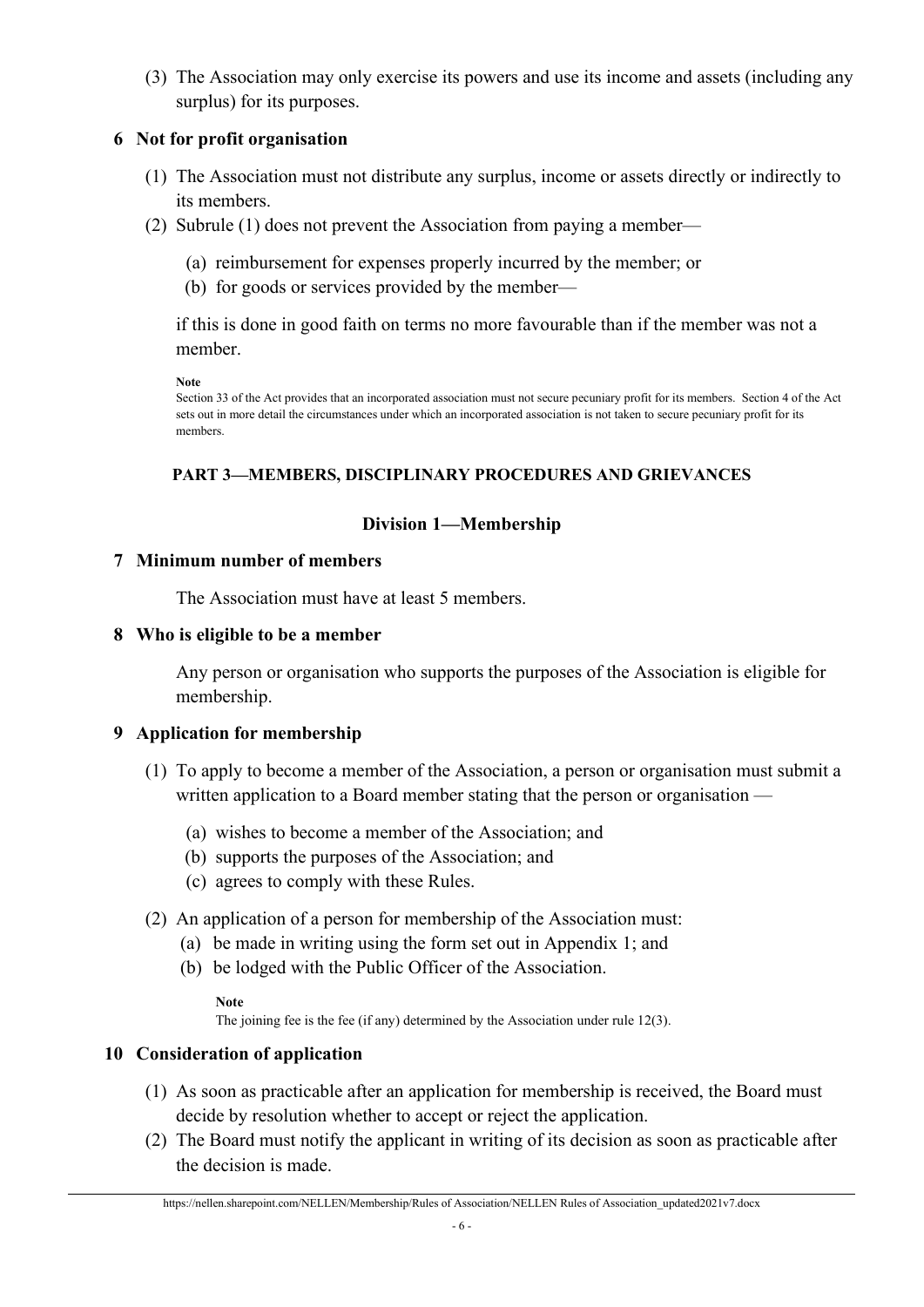(3) The Association may only exercise its powers and use its income and assets (including any surplus) for its purposes.

### 6 Not for profit organisation

(1) The Association must not distribute any surplus, income or assets directly or indirectly to its members.

(2) Subrule (1) does not prevent the Association from paying a member—

- (a) reimbursement for expenses properly incurred by the member; or
- (b) for goods or services provided by the member—

if this is done in good faith on terms no more favourable than if the member was not a member.

**Note**
Section 33 of the Act provides that an incorporated association must not secure pecuniary profit for its members. Section 4 of the Act sets out in more detail the circumstances under which an incorporated association is not taken to secure pecuniary profit for its members.

## PART 3—MEMBERS, DISCIPLINARY PROCEDURES AND GRIEVANCES

### Division 1—Membership

### 7 Minimum number of members

The Association must have at least 5 members.

### 8 Who is eligible to be a member

Any person or organisation who supports the purposes of the Association is eligible for membership.

### 9 Application for membership

(1) To apply to become a member of the Association, a person or organisation must submit a written application to a Board member stating that the person or organisation —

- (a) wishes to become a member of the Association; and
- (b) supports the purposes of the Association; and
- (c) agrees to comply with these Rules.

(2) An application of a person for membership of the Association must:

- (a) be made in writing using the form set out in Appendix 1; and
- (b) be lodged with the Public Officer of the Association.

**Note**
The joining fee is the fee (if any) determined by the Association under rule 12(3).

### 10 Consideration of application

(1) As soon as practicable after an application for membership is received, the Board must decide by resolution whether to accept or reject the application.

(2) The Board must notify the applicant in writing of its decision as soon as practicable after the decision is made.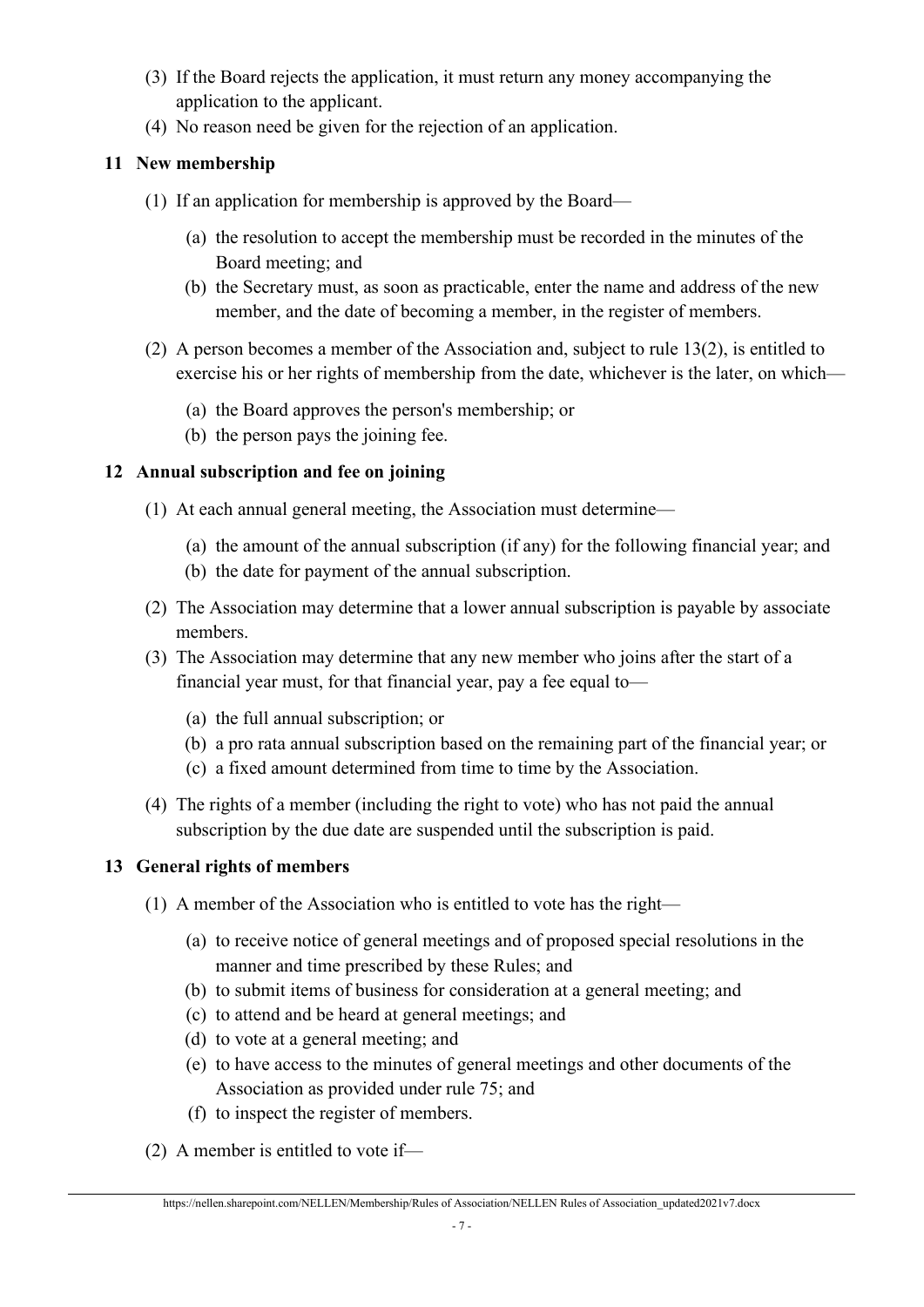(3) If the Board rejects the application, it must return any money accompanying the application to the applicant.

(4) No reason need be given for the rejection of an application.

### 11 New membership

(1) If an application for membership is approved by the Board—

  (a) the resolution to accept the membership must be recorded in the minutes of the Board meeting; and

  (b) the Secretary must, as soon as practicable, enter the name and address of the new member, and the date of becoming a member, in the register of members.

(2) A person becomes a member of the Association and, subject to rule 13(2), is entitled to exercise his or her rights of membership from the date, whichever is the later, on which—

  (a) the Board approves the person's membership; or

  (b) the person pays the joining fee.

### 12 Annual subscription and fee on joining

(1) At each annual general meeting, the Association must determine—

  (a) the amount of the annual subscription (if any) for the following financial year; and

  (b) the date for payment of the annual subscription.

(2) The Association may determine that a lower annual subscription is payable by associate members.

(3) The Association may determine that any new member who joins after the start of a financial year must, for that financial year, pay a fee equal to—

  (a) the full annual subscription; or

  (b) a pro rata annual subscription based on the remaining part of the financial year; or

  (c) a fixed amount determined from time to time by the Association.

(4) The rights of a member (including the right to vote) who has not paid the annual subscription by the due date are suspended until the subscription is paid.

### 13 General rights of members

(1) A member of the Association who is entitled to vote has the right—

  (a) to receive notice of general meetings and of proposed special resolutions in the manner and time prescribed by these Rules; and

  (b) to submit items of business for consideration at a general meeting; and

  (c) to attend and be heard at general meetings; and

  (d) to vote at a general meeting; and

  (e) to have access to the minutes of general meetings and other documents of the Association as provided under rule 75; and

  (f) to inspect the register of members.

(2) A member is entitled to vote if—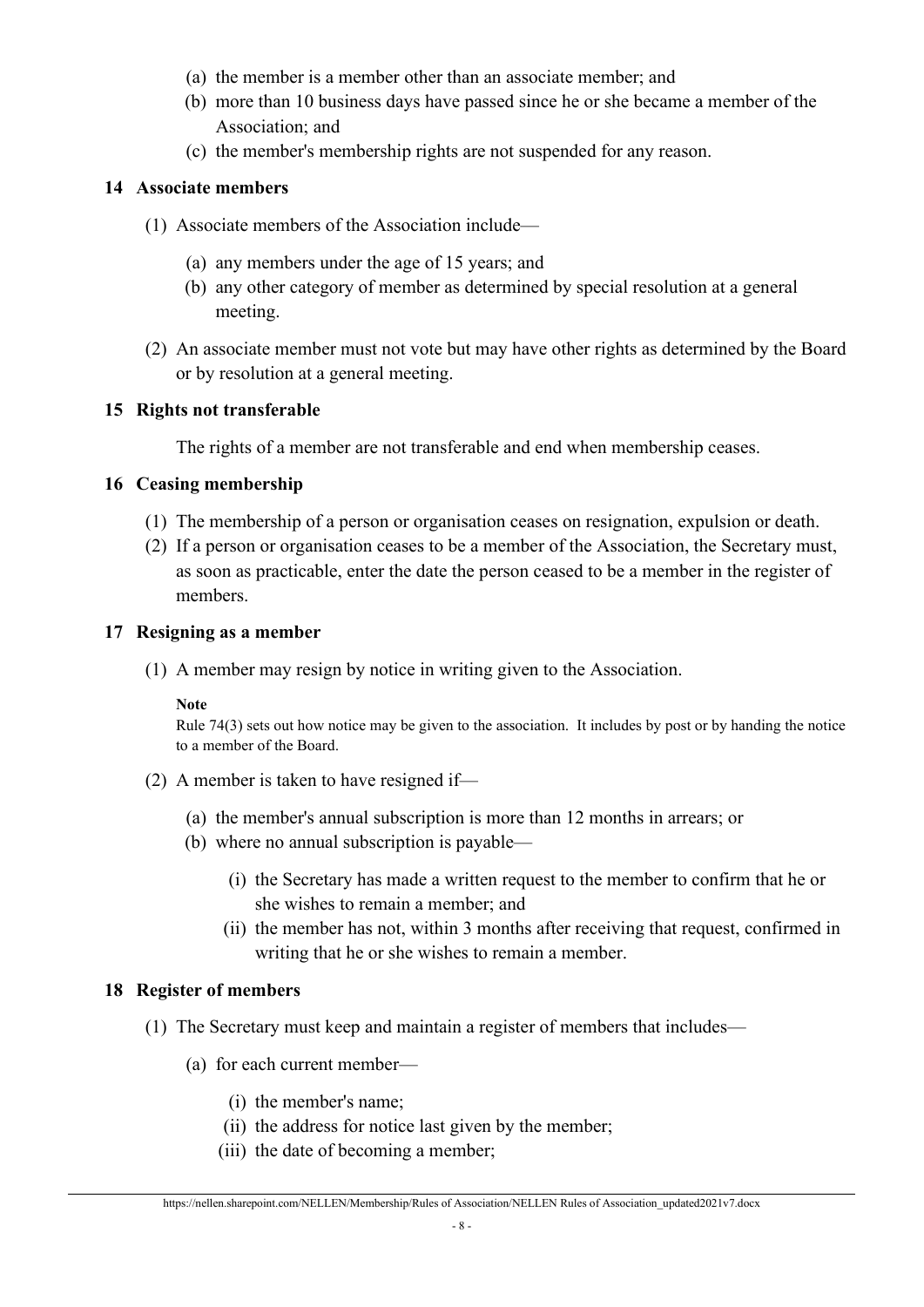(a) the member is a member other than an associate member; and
(b) more than 10 business days have passed since he or she became a member of the Association; and
(c) the member's membership rights are not suspended for any reason.

## 14 Associate members

(1) Associate members of the Association include—

(a) any members under the age of 15 years; and
(b) any other category of member as determined by special resolution at a general meeting.

(2) An associate member must not vote but may have other rights as determined by the Board or by resolution at a general meeting.

## 15 Rights not transferable

The rights of a member are not transferable and end when membership ceases.

## 16 Ceasing membership

(1) The membership of a person or organisation ceases on resignation, expulsion or death.
(2) If a person or organisation ceases to be a member of the Association, the Secretary must, as soon as practicable, enter the date the person ceased to be a member in the register of members.

## 17 Resigning as a member

(1) A member may resign by notice in writing given to the Association.

**Note**
Rule 74(3) sets out how notice may be given to the association. It includes by post or by handing the notice to a member of the Board.

(2) A member is taken to have resigned if—

(a) the member's annual subscription is more than 12 months in arrears; or
(b) where no annual subscription is payable—

(i) the Secretary has made a written request to the member to confirm that he or she wishes to remain a member; and
(ii) the member has not, within 3 months after receiving that request, confirmed in writing that he or she wishes to remain a member.

## 18 Register of members

(1) The Secretary must keep and maintain a register of members that includes—

(a) for each current member—

(i) the member's name;
(ii) the address for notice last given by the member;
(iii) the date of becoming a member;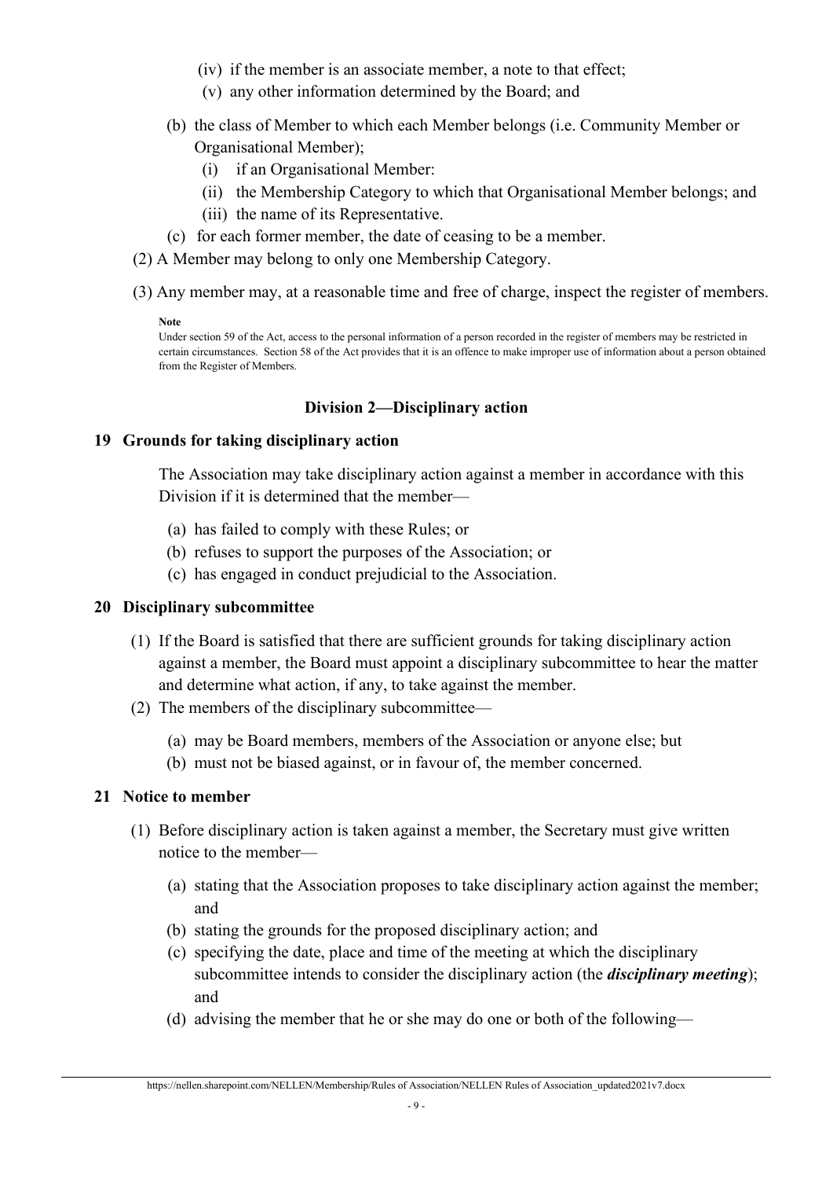(iv) if the member is an associate member, a note to that effect;

(v) any other information determined by the Board; and

(b) the class of Member to which each Member belongs (i.e. Community Member or Organisational Member);

(i) if an Organisational Member:

(ii) the Membership Category to which that Organisational Member belongs; and

(iii) the name of its Representative.

(c) for each former member, the date of ceasing to be a member.

(2) A Member may belong to only one Membership Category.

(3) Any member may, at a reasonable time and free of charge, inspect the register of members.

**Note**

Under section 59 of the Act, access to the personal information of a person recorded in the register of members may be restricted in certain circumstances. Section 58 of the Act provides that it is an offence to make improper use of information about a person obtained from the Register of Members.

### Division 2—Disciplinary action

#### 19 Grounds for taking disciplinary action

The Association may take disciplinary action against a member in accordance with this Division if it is determined that the member—

(a) has failed to comply with these Rules; or

(b) refuses to support the purposes of the Association; or

(c) has engaged in conduct prejudicial to the Association.

#### 20 Disciplinary subcommittee

(1) If the Board is satisfied that there are sufficient grounds for taking disciplinary action against a member, the Board must appoint a disciplinary subcommittee to hear the matter and determine what action, if any, to take against the member.

(2) The members of the disciplinary subcommittee—

(a) may be Board members, members of the Association or anyone else; but

(b) must not be biased against, or in favour of, the member concerned.

#### 21 Notice to member

(1) Before disciplinary action is taken against a member, the Secretary must give written notice to the member—

(a) stating that the Association proposes to take disciplinary action against the member; and

(b) stating the grounds for the proposed disciplinary action; and

(c) specifying the date, place and time of the meeting at which the disciplinary subcommittee intends to consider the disciplinary action (the ***disciplinary meeting***); and

(d) advising the member that he or she may do one or both of the following—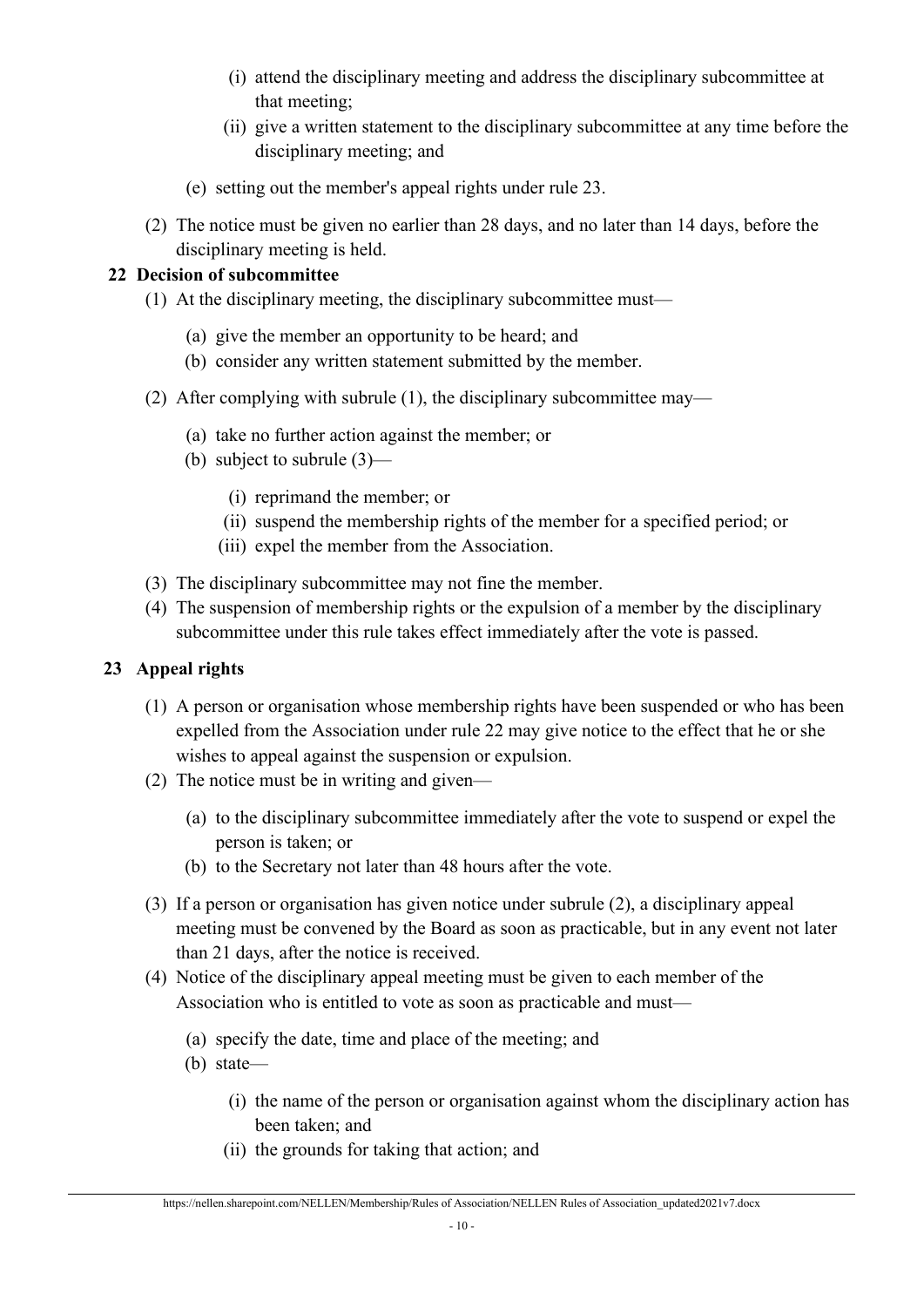(i) attend the disciplinary meeting and address the disciplinary subcommittee at that meeting;

(ii) give a written statement to the disciplinary subcommittee at any time before the disciplinary meeting; and

(e) setting out the member's appeal rights under rule 23.

(2) The notice must be given no earlier than 28 days, and no later than 14 days, before the disciplinary meeting is held.

## 22 Decision of subcommittee

(1) At the disciplinary meeting, the disciplinary subcommittee must—

(a) give the member an opportunity to be heard; and

(b) consider any written statement submitted by the member.

(2) After complying with subrule (1), the disciplinary subcommittee may—

(a) take no further action against the member; or

(b) subject to subrule (3)—

(i) reprimand the member; or

(ii) suspend the membership rights of the member for a specified period; or

(iii) expel the member from the Association.

(3) The disciplinary subcommittee may not fine the member.

(4) The suspension of membership rights or the expulsion of a member by the disciplinary subcommittee under this rule takes effect immediately after the vote is passed.

## 23 Appeal rights

(1) A person or organisation whose membership rights have been suspended or who has been expelled from the Association under rule 22 may give notice to the effect that he or she wishes to appeal against the suspension or expulsion.

(2) The notice must be in writing and given—

(a) to the disciplinary subcommittee immediately after the vote to suspend or expel the person is taken; or

(b) to the Secretary not later than 48 hours after the vote.

(3) If a person or organisation has given notice under subrule (2), a disciplinary appeal meeting must be convened by the Board as soon as practicable, but in any event not later than 21 days, after the notice is received.

(4) Notice of the disciplinary appeal meeting must be given to each member of the Association who is entitled to vote as soon as practicable and must—

(a) specify the date, time and place of the meeting; and

(b) state—

(i) the name of the person or organisation against whom the disciplinary action has been taken; and

(ii) the grounds for taking that action; and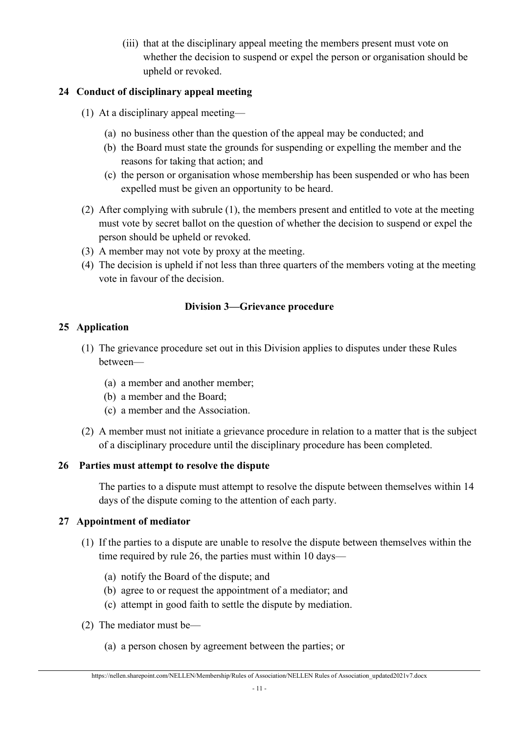(iii) that at the disciplinary appeal meeting the members present must vote on whether the decision to suspend or expel the person or organisation should be upheld or revoked.

### 24 Conduct of disciplinary appeal meeting

(1) At a disciplinary appeal meeting—

(a) no business other than the question of the appeal may be conducted; and

(b) the Board must state the grounds for suspending or expelling the member and the reasons for taking that action; and

(c) the person or organisation whose membership has been suspended or who has been expelled must be given an opportunity to be heard.

(2) After complying with subrule (1), the members present and entitled to vote at the meeting must vote by secret ballot on the question of whether the decision to suspend or expel the person should be upheld or revoked.

(3) A member may not vote by proxy at the meeting.

(4) The decision is upheld if not less than three quarters of the members voting at the meeting vote in favour of the decision.

## Division 3—Grievance procedure

### 25 Application

(1) The grievance procedure set out in this Division applies to disputes under these Rules between—

(a) a member and another member;

(b) a member and the Board;

(c) a member and the Association.

(2) A member must not initiate a grievance procedure in relation to a matter that is the subject of a disciplinary procedure until the disciplinary procedure has been completed.

### 26 Parties must attempt to resolve the dispute

The parties to a dispute must attempt to resolve the dispute between themselves within 14 days of the dispute coming to the attention of each party.

### 27 Appointment of mediator

(1) If the parties to a dispute are unable to resolve the dispute between themselves within the time required by rule 26, the parties must within 10 days—

(a) notify the Board of the dispute; and

(b) agree to or request the appointment of a mediator; and

(c) attempt in good faith to settle the dispute by mediation.

(2) The mediator must be—

(a) a person chosen by agreement between the parties; or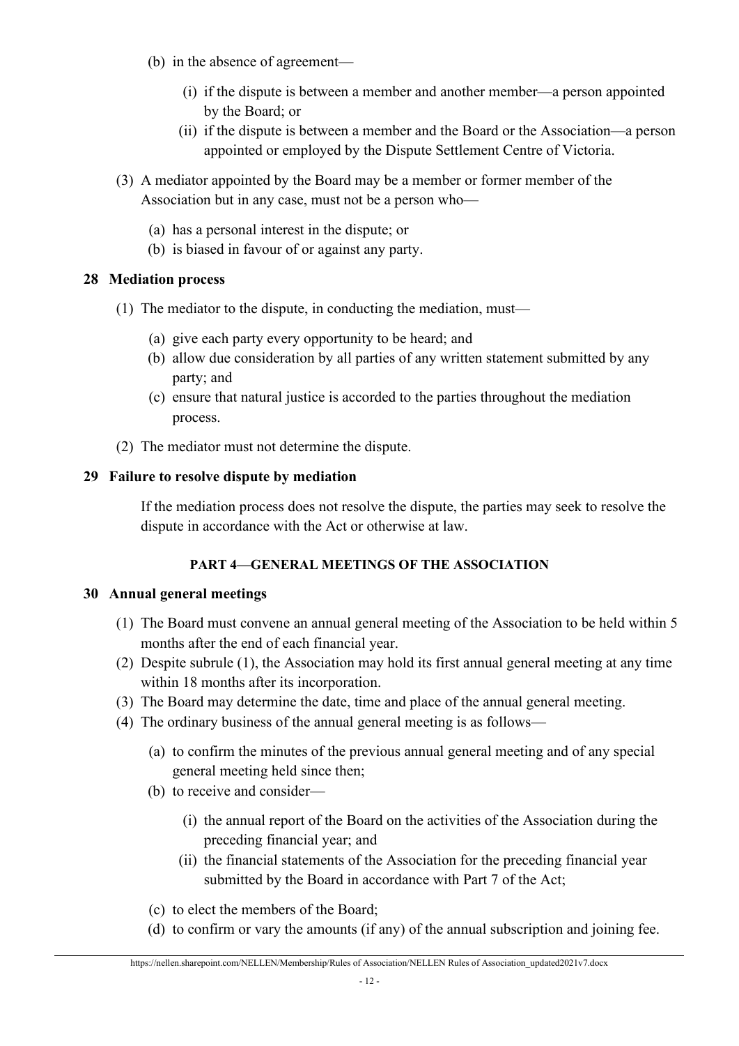(b) in the absence of agreement—

   (i) if the dispute is between a member and another member—a person appointed by the Board; or

   (ii) if the dispute is between a member and the Board or the Association—a person appointed or employed by the Dispute Settlement Centre of Victoria.

(3) A mediator appointed by the Board may be a member or former member of the Association but in any case, must not be a person who—

   (a) has a personal interest in the dispute; or

   (b) is biased in favour of or against any party.

**28 Mediation process**

(1) The mediator to the dispute, in conducting the mediation, must—

   (a) give each party every opportunity to be heard; and

   (b) allow due consideration by all parties of any written statement submitted by any party; and

   (c) ensure that natural justice is accorded to the parties throughout the mediation process.

(2) The mediator must not determine the dispute.

**29 Failure to resolve dispute by mediation**

If the mediation process does not resolve the dispute, the parties may seek to resolve the dispute in accordance with the Act or otherwise at law.

## PART 4—GENERAL MEETINGS OF THE ASSOCIATION

**30 Annual general meetings**

(1) The Board must convene an annual general meeting of the Association to be held within 5 months after the end of each financial year.

(2) Despite subrule (1), the Association may hold its first annual general meeting at any time within 18 months after its incorporation.

(3) The Board may determine the date, time and place of the annual general meeting.

(4) The ordinary business of the annual general meeting is as follows—

   (a) to confirm the minutes of the previous annual general meeting and of any special general meeting held since then;

   (b) to receive and consider—

      (i) the annual report of the Board on the activities of the Association during the preceding financial year; and

      (ii) the financial statements of the Association for the preceding financial year submitted by the Board in accordance with Part 7 of the Act;

   (c) to elect the members of the Board;

   (d) to confirm or vary the amounts (if any) of the annual subscription and joining fee.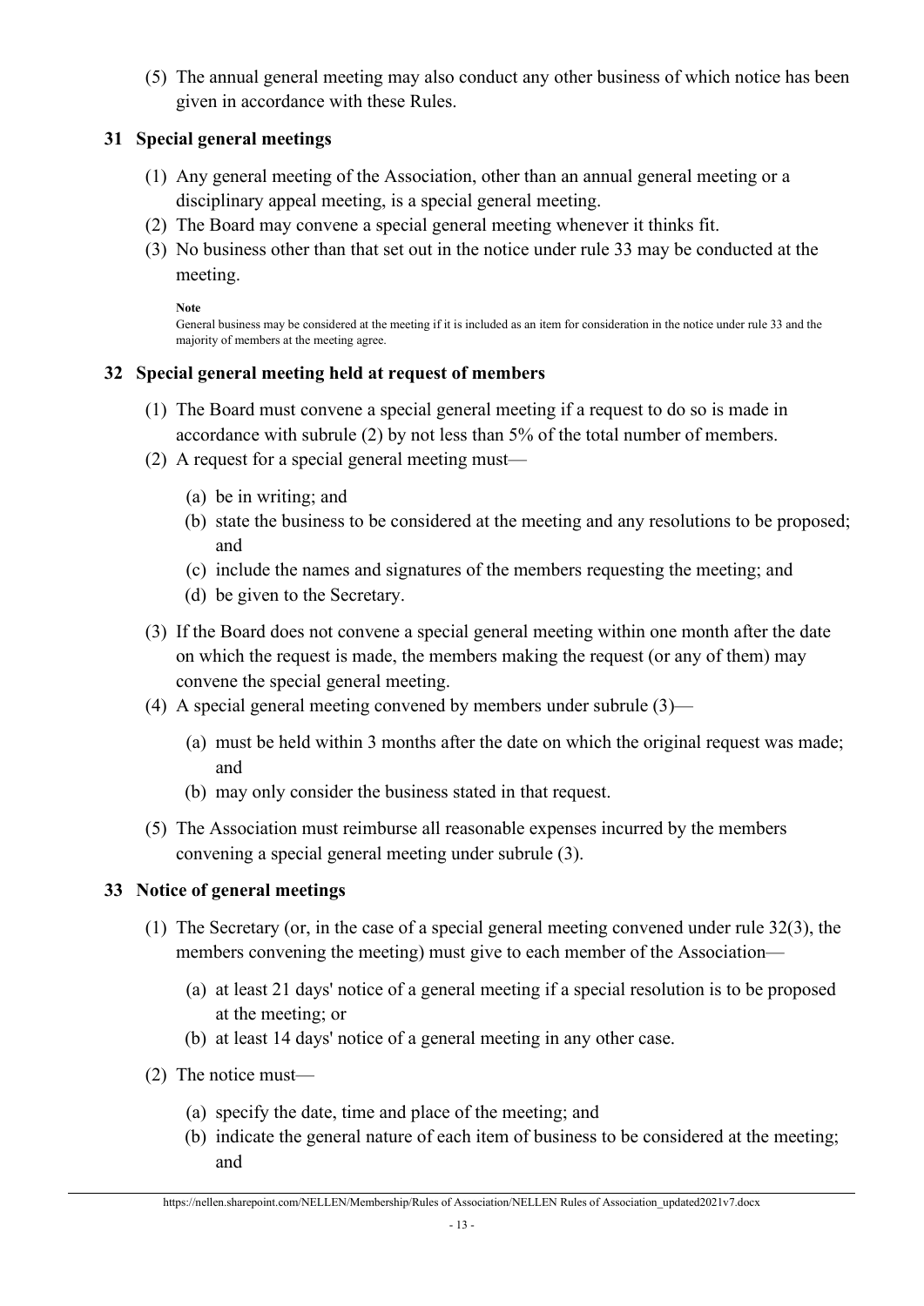(5) The annual general meeting may also conduct any other business of which notice has been given in accordance with these Rules.

### 31 Special general meetings

(1) Any general meeting of the Association, other than an annual general meeting or a disciplinary appeal meeting, is a special general meeting.

(2) The Board may convene a special general meeting whenever it thinks fit.

(3) No business other than that set out in the notice under rule 33 may be conducted at the meeting.

**Note**

General business may be considered at the meeting if it is included as an item for consideration in the notice under rule 33 and the majority of members at the meeting agree.

### 32 Special general meeting held at request of members

(1) The Board must convene a special general meeting if a request to do so is made in accordance with subrule (2) by not less than 5% of the total number of members.

(2) A request for a special general meeting must—

- (a) be in writing; and
- (b) state the business to be considered at the meeting and any resolutions to be proposed; and
- (c) include the names and signatures of the members requesting the meeting; and
- (d) be given to the Secretary.

(3) If the Board does not convene a special general meeting within one month after the date on which the request is made, the members making the request (or any of them) may convene the special general meeting.

(4) A special general meeting convened by members under subrule (3)—

- (a) must be held within 3 months after the date on which the original request was made; and
- (b) may only consider the business stated in that request.

(5) The Association must reimburse all reasonable expenses incurred by the members convening a special general meeting under subrule (3).

### 33 Notice of general meetings

(1) The Secretary (or, in the case of a special general meeting convened under rule 32(3), the members convening the meeting) must give to each member of the Association—

- (a) at least 21 days' notice of a general meeting if a special resolution is to be proposed at the meeting; or
- (b) at least 14 days' notice of a general meeting in any other case.

(2) The notice must—

- (a) specify the date, time and place of the meeting; and
- (b) indicate the general nature of each item of business to be considered at the meeting; and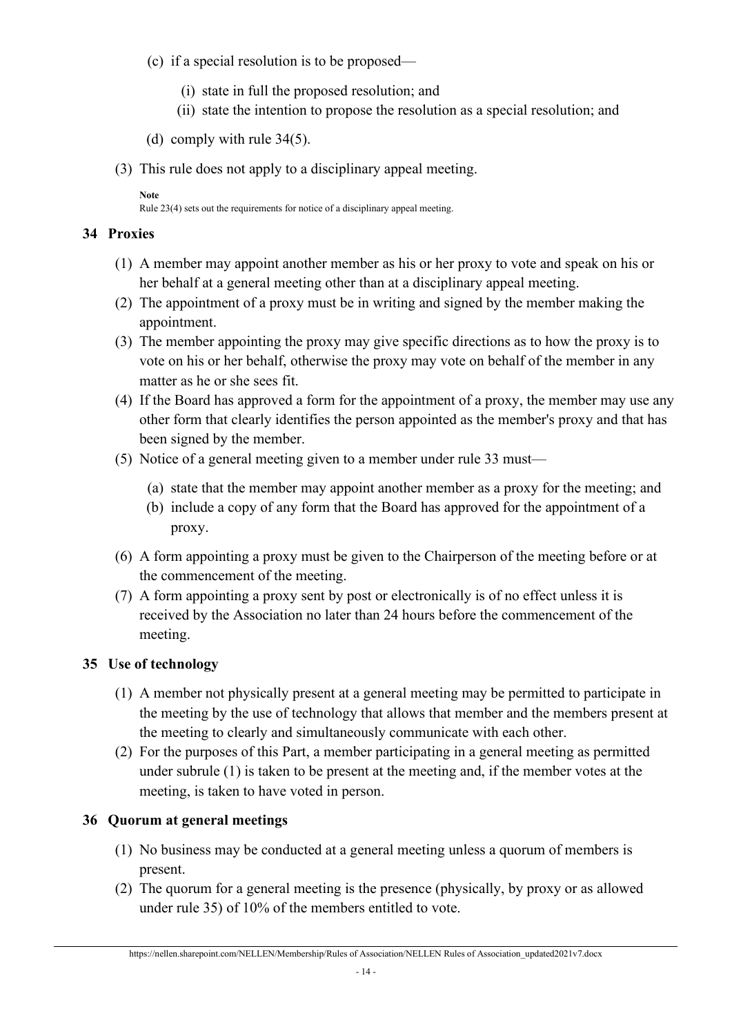(c) if a special resolution is to be proposed—

   (i) state in full the proposed resolution; and

   (ii) state the intention to propose the resolution as a special resolution; and

(d) comply with rule 34(5).

(3) This rule does not apply to a disciplinary appeal meeting.

**Note**

Rule 23(4) sets out the requirements for notice of a disciplinary appeal meeting.

## 34 Proxies

(1) A member may appoint another member as his or her proxy to vote and speak on his or her behalf at a general meeting other than at a disciplinary appeal meeting.

(2) The appointment of a proxy must be in writing and signed by the member making the appointment.

(3) The member appointing the proxy may give specific directions as to how the proxy is to vote on his or her behalf, otherwise the proxy may vote on behalf of the member in any matter as he or she sees fit.

(4) If the Board has approved a form for the appointment of a proxy, the member may use any other form that clearly identifies the person appointed as the member's proxy and that has been signed by the member.

(5) Notice of a general meeting given to a member under rule 33 must—

   (a) state that the member may appoint another member as a proxy for the meeting; and

   (b) include a copy of any form that the Board has approved for the appointment of a proxy.

(6) A form appointing a proxy must be given to the Chairperson of the meeting before or at the commencement of the meeting.

(7) A form appointing a proxy sent by post or electronically is of no effect unless it is received by the Association no later than 24 hours before the commencement of the meeting.

## 35 Use of technology

(1) A member not physically present at a general meeting may be permitted to participate in the meeting by the use of technology that allows that member and the members present at the meeting to clearly and simultaneously communicate with each other.

(2) For the purposes of this Part, a member participating in a general meeting as permitted under subrule (1) is taken to be present at the meeting and, if the member votes at the meeting, is taken to have voted in person.

## 36 Quorum at general meetings

(1) No business may be conducted at a general meeting unless a quorum of members is present.

(2) The quorum for a general meeting is the presence (physically, by proxy or as allowed under rule 35) of 10% of the members entitled to vote.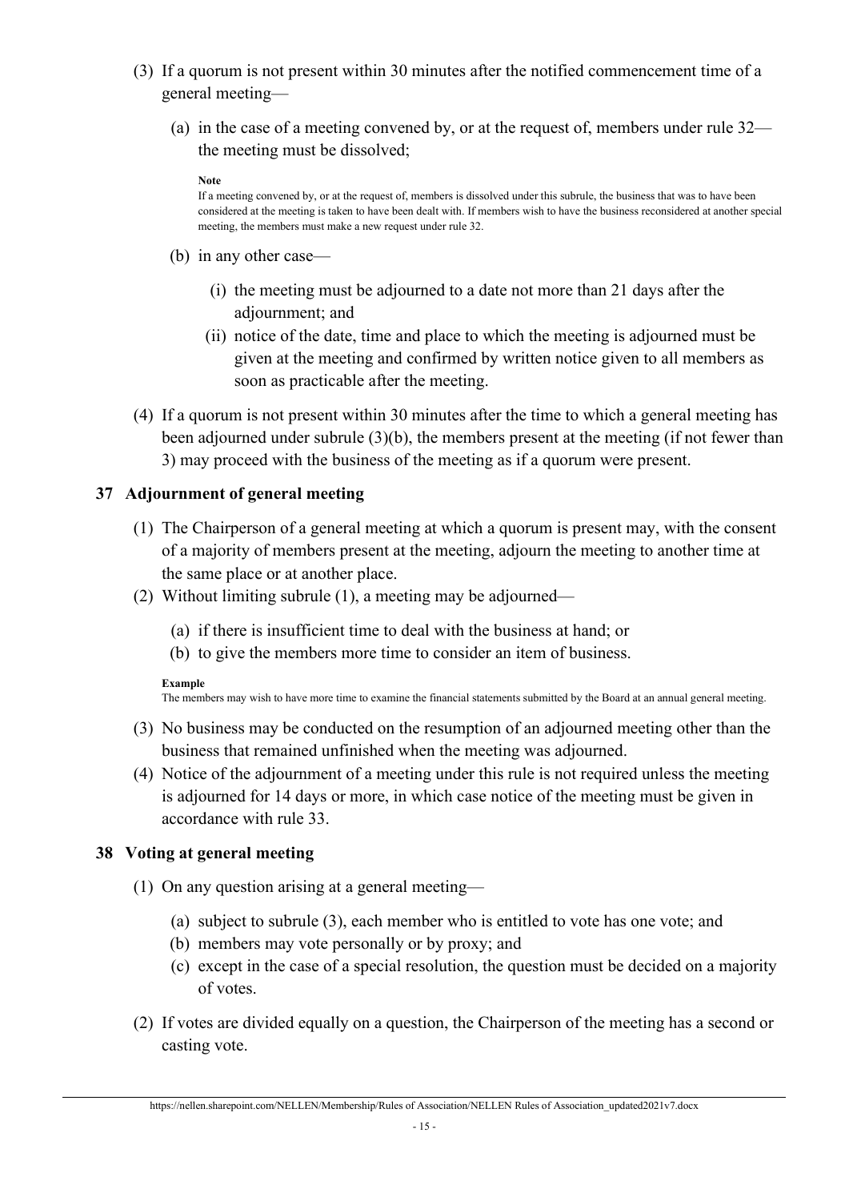(3) If a quorum is not present within 30 minutes after the notified commencement time of a general meeting—

  (a) in the case of a meeting convened by, or at the request of, members under rule 32—the meeting must be dissolved;

  **Note**
  If a meeting convened by, or at the request of, members is dissolved under this subrule, the business that was to have been considered at the meeting is taken to have been dealt with. If members wish to have the business reconsidered at another special meeting, the members must make a new request under rule 32.

  (b) in any other case—

    (i) the meeting must be adjourned to a date not more than 21 days after the adjournment; and

    (ii) notice of the date, time and place to which the meeting is adjourned must be given at the meeting and confirmed by written notice given to all members as soon as practicable after the meeting.

(4) If a quorum is not present within 30 minutes after the time to which a general meeting has been adjourned under subrule (3)(b), the members present at the meeting (if not fewer than 3) may proceed with the business of the meeting as if a quorum were present.

### 37 Adjournment of general meeting

(1) The Chairperson of a general meeting at which a quorum is present may, with the consent of a majority of members present at the meeting, adjourn the meeting to another time at the same place or at another place.

(2) Without limiting subrule (1), a meeting may be adjourned—

  (a) if there is insufficient time to deal with the business at hand; or

  (b) to give the members more time to consider an item of business.

**Example**
The members may wish to have more time to examine the financial statements submitted by the Board at an annual general meeting.

(3) No business may be conducted on the resumption of an adjourned meeting other than the business that remained unfinished when the meeting was adjourned.

(4) Notice of the adjournment of a meeting under this rule is not required unless the meeting is adjourned for 14 days or more, in which case notice of the meeting must be given in accordance with rule 33.

### 38 Voting at general meeting

(1) On any question arising at a general meeting—

  (a) subject to subrule (3), each member who is entitled to vote has one vote; and

  (b) members may vote personally or by proxy; and

  (c) except in the case of a special resolution, the question must be decided on a majority of votes.

(2) If votes are divided equally on a question, the Chairperson of the meeting has a second or casting vote.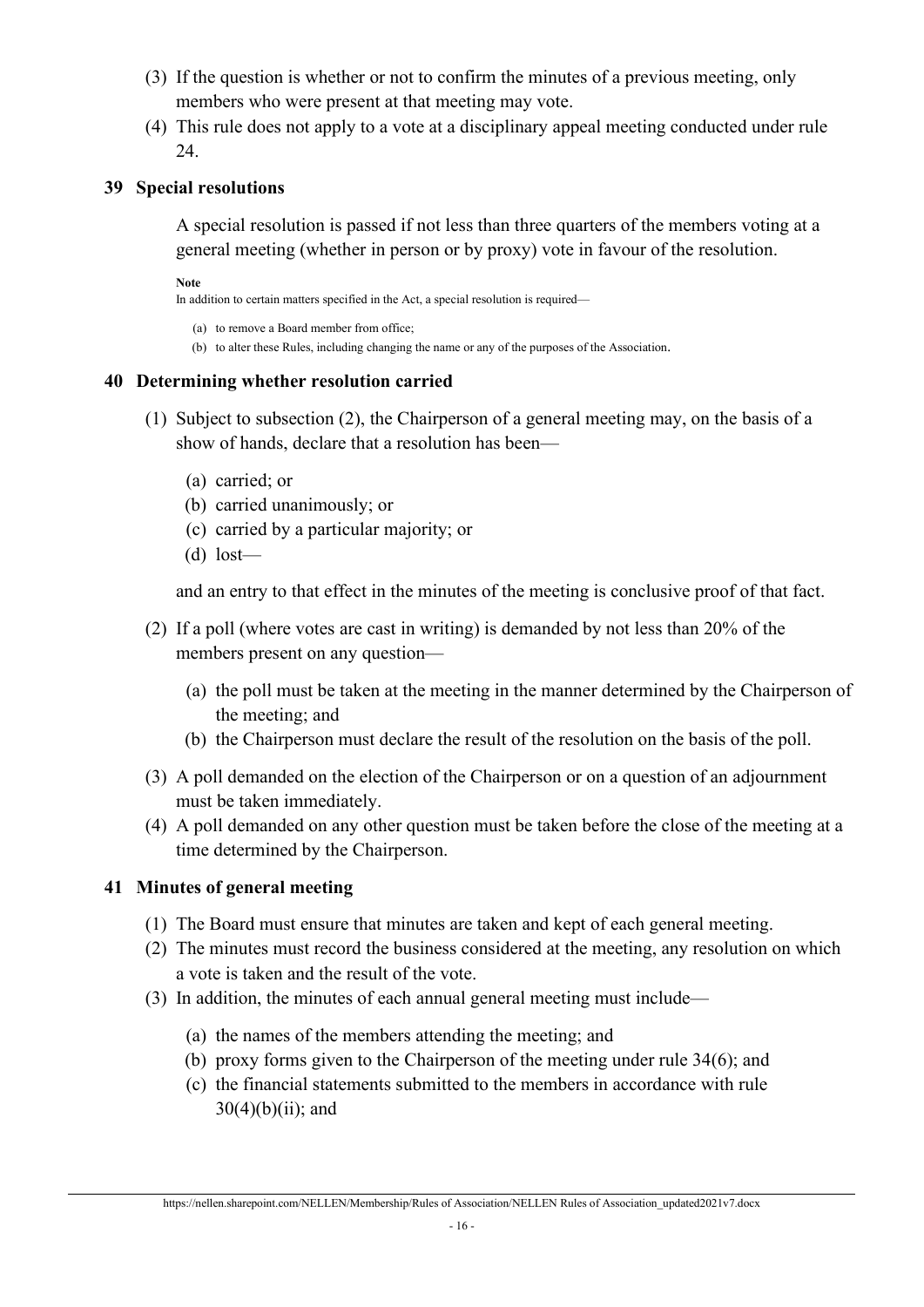(3) If the question is whether or not to confirm the minutes of a previous meeting, only members who were present at that meeting may vote.

(4) This rule does not apply to a vote at a disciplinary appeal meeting conducted under rule 24.

## 39 Special resolutions

A special resolution is passed if not less than three quarters of the members voting at a general meeting (whether in person or by proxy) vote in favour of the resolution.

**Note**

In addition to certain matters specified in the Act, a special resolution is required—

(a) to remove a Board member from office;

(b) to alter these Rules, including changing the name or any of the purposes of the Association.

## 40 Determining whether resolution carried

(1) Subject to subsection (2), the Chairperson of a general meeting may, on the basis of a show of hands, declare that a resolution has been—

(a) carried; or

(b) carried unanimously; or

(c) carried by a particular majority; or

(d) lost—

and an entry to that effect in the minutes of the meeting is conclusive proof of that fact.

(2) If a poll (where votes are cast in writing) is demanded by not less than 20% of the members present on any question—

(a) the poll must be taken at the meeting in the manner determined by the Chairperson of the meeting; and

(b) the Chairperson must declare the result of the resolution on the basis of the poll.

(3) A poll demanded on the election of the Chairperson or on a question of an adjournment must be taken immediately.

(4) A poll demanded on any other question must be taken before the close of the meeting at a time determined by the Chairperson.

## 41 Minutes of general meeting

(1) The Board must ensure that minutes are taken and kept of each general meeting.

(2) The minutes must record the business considered at the meeting, any resolution on which a vote is taken and the result of the vote.

(3) In addition, the minutes of each annual general meeting must include—

(a) the names of the members attending the meeting; and

(b) proxy forms given to the Chairperson of the meeting under rule 34(6); and

(c) the financial statements submitted to the members in accordance with rule 30(4)(b)(ii); and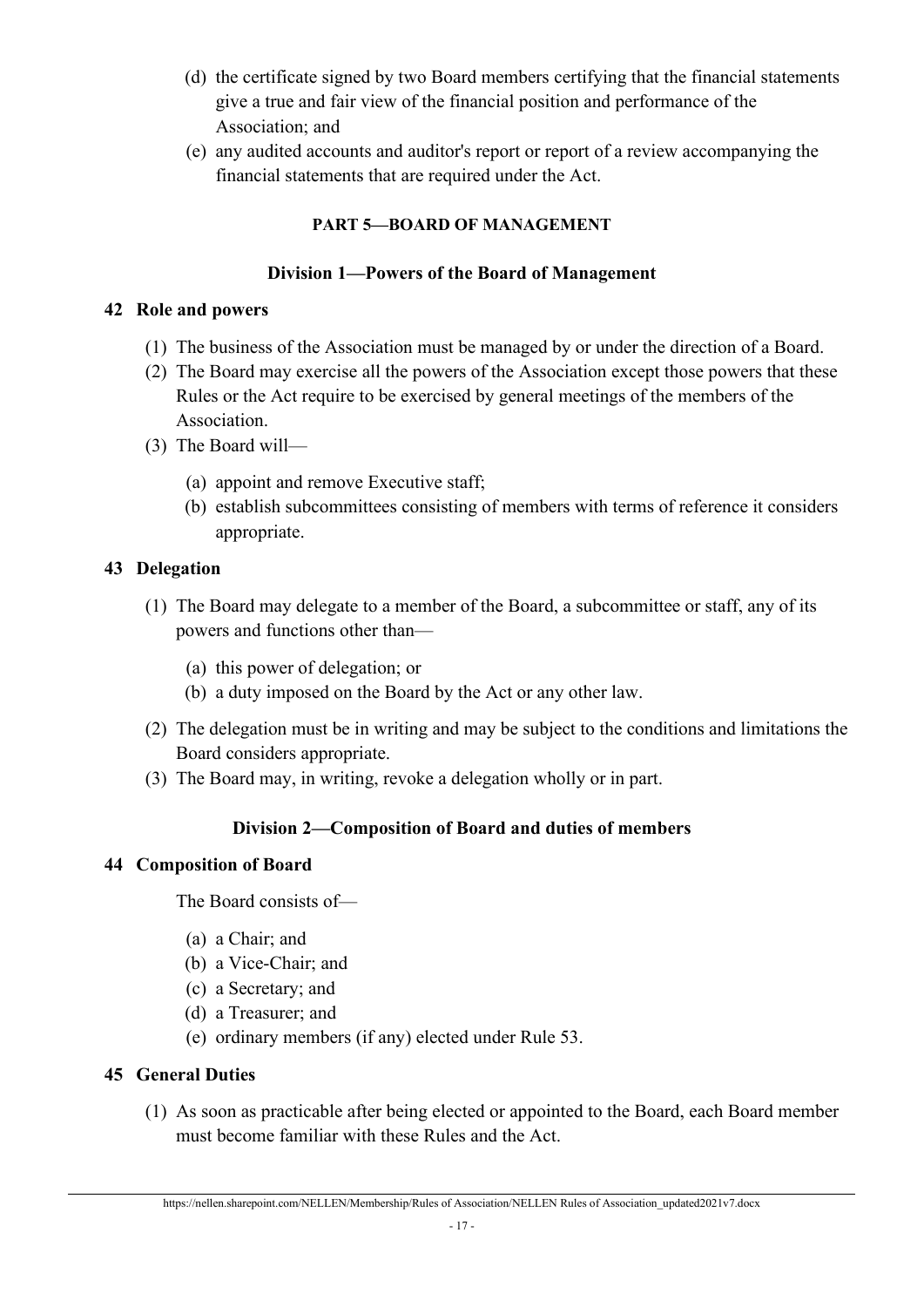(d) the certificate signed by two Board members certifying that the financial statements give a true and fair view of the financial position and performance of the Association; and

(e) any audited accounts and auditor's report or report of a review accompanying the financial statements that are required under the Act.

## PART 5—BOARD OF MANAGEMENT

### Division 1—Powers of the Board of Management

#### 42 Role and powers

(1) The business of the Association must be managed by or under the direction of a Board.

(2) The Board may exercise all the powers of the Association except those powers that these Rules or the Act require to be exercised by general meetings of the members of the Association.

(3) The Board will—

(a) appoint and remove Executive staff;

(b) establish subcommittees consisting of members with terms of reference it considers appropriate.

#### 43 Delegation

(1) The Board may delegate to a member of the Board, a subcommittee or staff, any of its powers and functions other than—

(a) this power of delegation; or

(b) a duty imposed on the Board by the Act or any other law.

(2) The delegation must be in writing and may be subject to the conditions and limitations the Board considers appropriate.

(3) The Board may, in writing, revoke a delegation wholly or in part.

### Division 2—Composition of Board and duties of members

#### 44 Composition of Board

The Board consists of—

(a) a Chair; and

(b) a Vice-Chair; and

(c) a Secretary; and

(d) a Treasurer; and

(e) ordinary members (if any) elected under Rule 53.

#### 45 General Duties

(1) As soon as practicable after being elected or appointed to the Board, each Board member must become familiar with these Rules and the Act.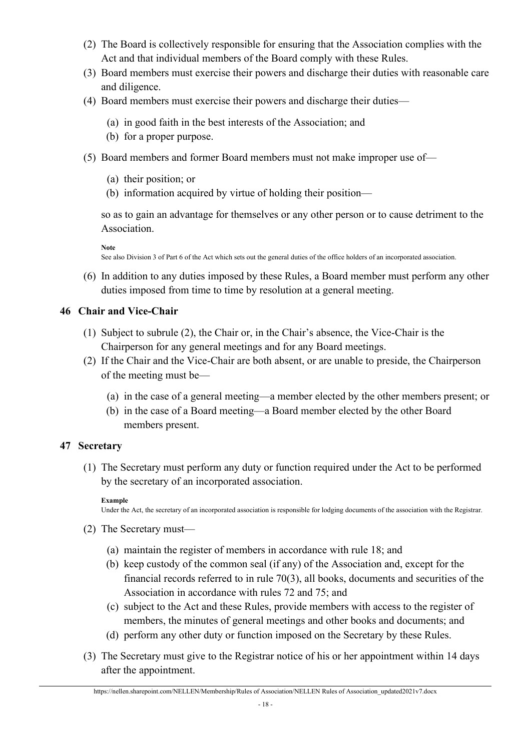(2) The Board is collectively responsible for ensuring that the Association complies with the Act and that individual members of the Board comply with these Rules.

(3) Board members must exercise their powers and discharge their duties with reasonable care and diligence.

(4) Board members must exercise their powers and discharge their duties—

  (a) in good faith in the best interests of the Association; and

  (b) for a proper purpose.

(5) Board members and former Board members must not make improper use of—

  (a) their position; or

  (b) information acquired by virtue of holding their position—

so as to gain an advantage for themselves or any other person or to cause detriment to the Association.

**Note**
See also Division 3 of Part 6 of the Act which sets out the general duties of the office holders of an incorporated association.

(6) In addition to any duties imposed by these Rules, a Board member must perform any other duties imposed from time to time by resolution at a general meeting.

## 46 Chair and Vice-Chair

(1) Subject to subrule (2), the Chair or, in the Chair's absence, the Vice-Chair is the Chairperson for any general meetings and for any Board meetings.

(2) If the Chair and the Vice-Chair are both absent, or are unable to preside, the Chairperson of the meeting must be—

  (a) in the case of a general meeting—a member elected by the other members present; or

  (b) in the case of a Board meeting—a Board member elected by the other Board members present.

## 47 Secretary

(1) The Secretary must perform any duty or function required under the Act to be performed by the secretary of an incorporated association.

**Example**
Under the Act, the secretary of an incorporated association is responsible for lodging documents of the association with the Registrar.

(2) The Secretary must—

  (a) maintain the register of members in accordance with rule 18; and

  (b) keep custody of the common seal (if any) of the Association and, except for the financial records referred to in rule 70(3), all books, documents and securities of the Association in accordance with rules 72 and 75; and

  (c) subject to the Act and these Rules, provide members with access to the register of members, the minutes of general meetings and other books and documents; and

  (d) perform any other duty or function imposed on the Secretary by these Rules.

(3) The Secretary must give to the Registrar notice of his or her appointment within 14 days after the appointment.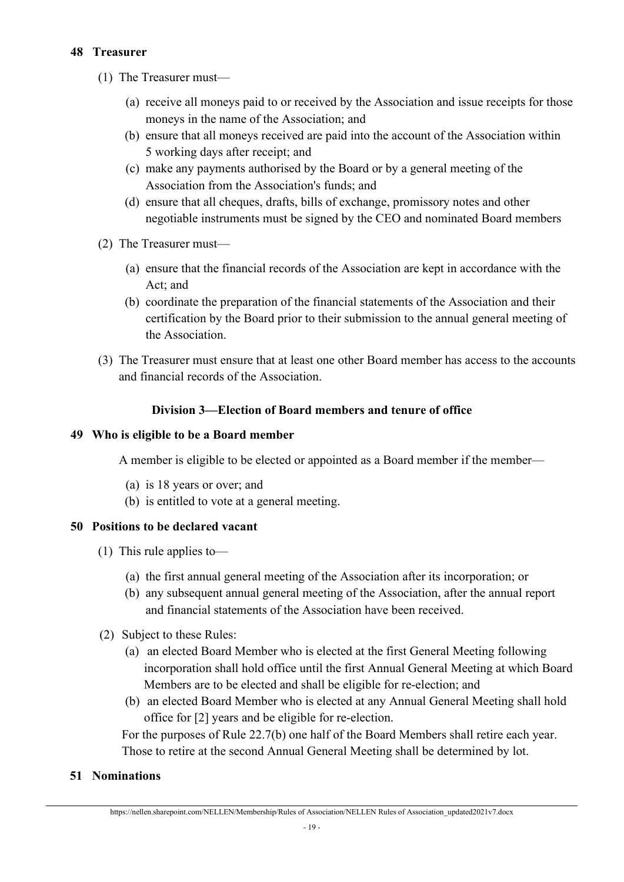## 48 Treasurer

(1) The Treasurer must—

(a) receive all moneys paid to or received by the Association and issue receipts for those moneys in the name of the Association; and
(b) ensure that all moneys received are paid into the account of the Association within 5 working days after receipt; and
(c) make any payments authorised by the Board or by a general meeting of the Association from the Association's funds; and
(d) ensure that all cheques, drafts, bills of exchange, promissory notes and other negotiable instruments must be signed by the CEO and nominated Board members

(2) The Treasurer must—

(a) ensure that the financial records of the Association are kept in accordance with the Act; and
(b) coordinate the preparation of the financial statements of the Association and their certification by the Board prior to their submission to the annual general meeting of the Association.

(3) The Treasurer must ensure that at least one other Board member has access to the accounts and financial records of the Association.

### Division 3—Election of Board members and tenure of office

## 49 Who is eligible to be a Board member

A member is eligible to be elected or appointed as a Board member if the member—

(a) is 18 years or over; and
(b) is entitled to vote at a general meeting.

## 50 Positions to be declared vacant

(1) This rule applies to—

(a) the first annual general meeting of the Association after its incorporation; or
(b) any subsequent annual general meeting of the Association, after the annual report and financial statements of the Association have been received.

(2) Subject to these Rules:

(a) an elected Board Member who is elected at the first General Meeting following incorporation shall hold office until the first Annual General Meeting at which Board Members are to be elected and shall be eligible for re-election; and
(b) an elected Board Member who is elected at any Annual General Meeting shall hold office for [2] years and be eligible for re-election.

For the purposes of Rule 22.7(b) one half of the Board Members shall retire each year. Those to retire at the second Annual General Meeting shall be determined by lot.

## 51 Nominations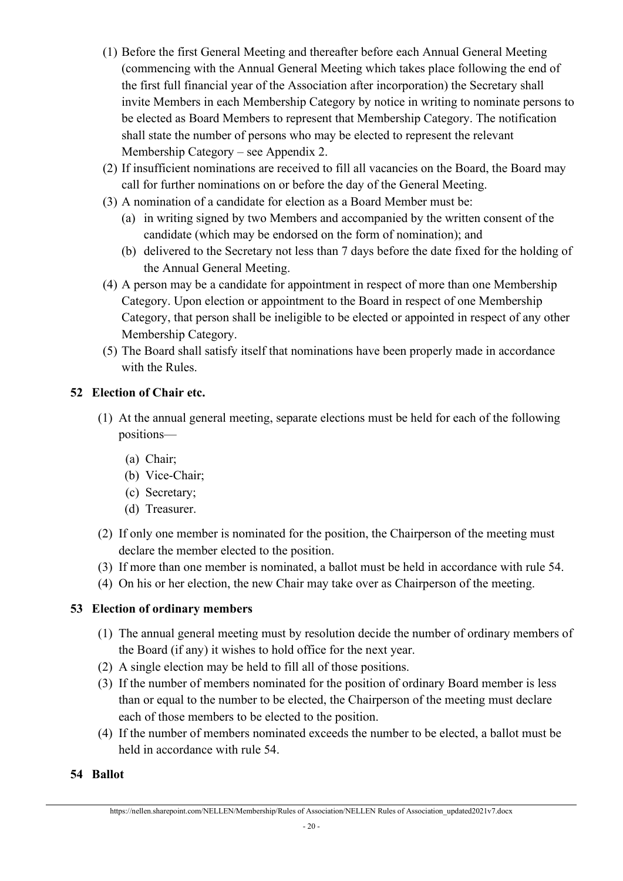(1) Before the first General Meeting and thereafter before each Annual General Meeting (commencing with the Annual General Meeting which takes place following the end of the first full financial year of the Association after incorporation) the Secretary shall invite Members in each Membership Category by notice in writing to nominate persons to be elected as Board Members to represent that Membership Category. The notification shall state the number of persons who may be elected to represent the relevant Membership Category – see Appendix 2.

(2) If insufficient nominations are received to fill all vacancies on the Board, the Board may call for further nominations on or before the day of the General Meeting.

(3) A nomination of a candidate for election as a Board Member must be:

   (a) in writing signed by two Members and accompanied by the written consent of the candidate (which may be endorsed on the form of nomination); and

   (b) delivered to the Secretary not less than 7 days before the date fixed for the holding of the Annual General Meeting.

(4) A person may be a candidate for appointment in respect of more than one Membership Category. Upon election or appointment to the Board in respect of one Membership Category, that person shall be ineligible to be elected or appointed in respect of any other Membership Category.

(5) The Board shall satisfy itself that nominations have been properly made in accordance with the Rules.

## 52 Election of Chair etc.

(1) At the annual general meeting, separate elections must be held for each of the following positions—

   (a) Chair;

   (b) Vice-Chair;

   (c) Secretary;

   (d) Treasurer.

(2) If only one member is nominated for the position, the Chairperson of the meeting must declare the member elected to the position.

(3) If more than one member is nominated, a ballot must be held in accordance with rule 54.

(4) On his or her election, the new Chair may take over as Chairperson of the meeting.

## 53 Election of ordinary members

(1) The annual general meeting must by resolution decide the number of ordinary members of the Board (if any) it wishes to hold office for the next year.

(2) A single election may be held to fill all of those positions.

(3) If the number of members nominated for the position of ordinary Board member is less than or equal to the number to be elected, the Chairperson of the meeting must declare each of those members to be elected to the position.

(4) If the number of members nominated exceeds the number to be elected, a ballot must be held in accordance with rule 54.

## 54 Ballot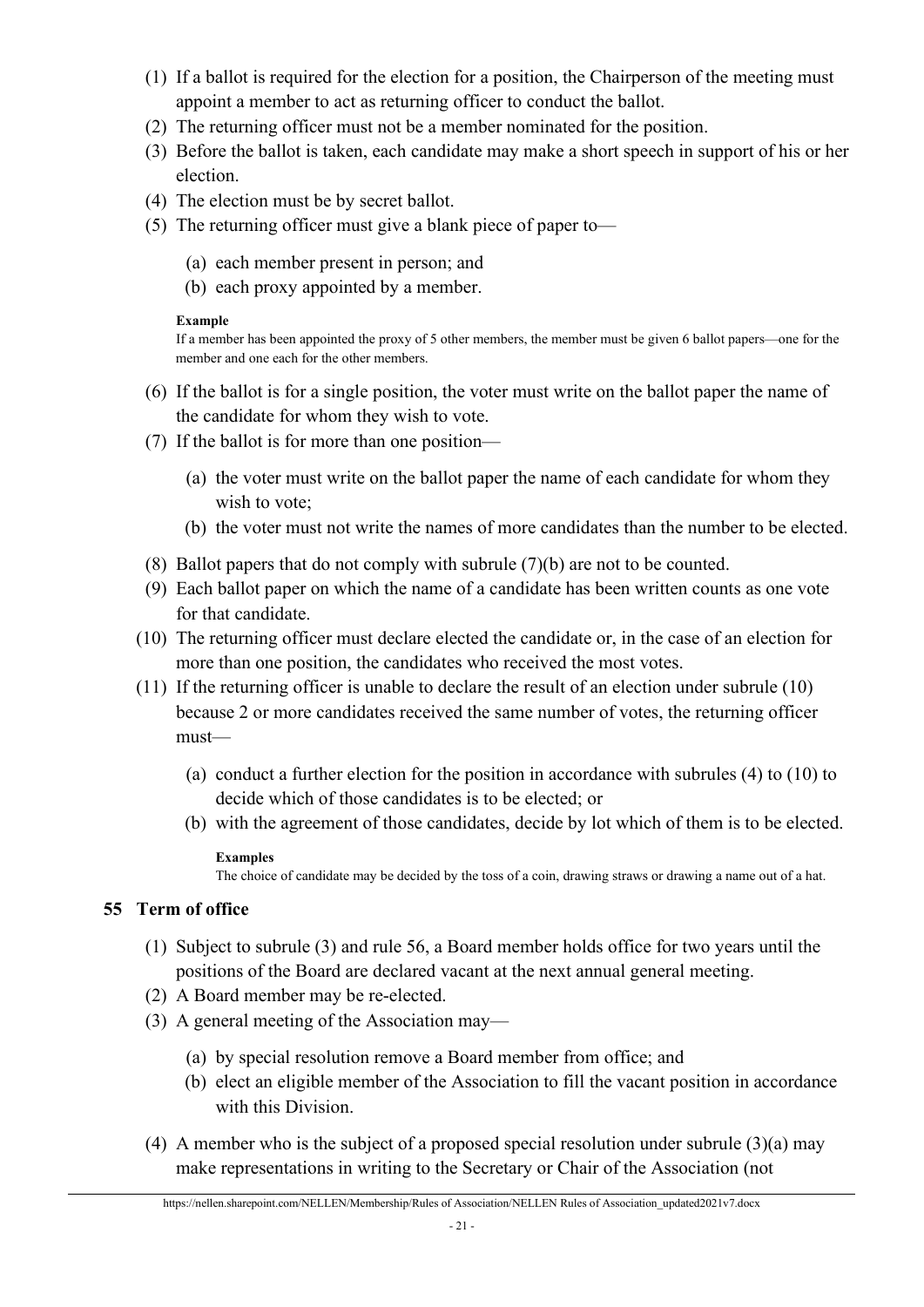(1) If a ballot is required for the election for a position, the Chairperson of the meeting must appoint a member to act as returning officer to conduct the ballot.

(2) The returning officer must not be a member nominated for the position.

(3) Before the ballot is taken, each candidate may make a short speech in support of his or her election.

(4) The election must be by secret ballot.

(5) The returning officer must give a blank piece of paper to—

  (a) each member present in person; and

  (b) each proxy appointed by a member.

**Example**

If a member has been appointed the proxy of 5 other members, the member must be given 6 ballot papers—one for the member and one each for the other members.

(6) If the ballot is for a single position, the voter must write on the ballot paper the name of the candidate for whom they wish to vote.

(7) If the ballot is for more than one position—

  (a) the voter must write on the ballot paper the name of each candidate for whom they wish to vote;

  (b) the voter must not write the names of more candidates than the number to be elected.

(8) Ballot papers that do not comply with subrule (7)(b) are not to be counted.

(9) Each ballot paper on which the name of a candidate has been written counts as one vote for that candidate.

(10) The returning officer must declare elected the candidate or, in the case of an election for more than one position, the candidates who received the most votes.

(11) If the returning officer is unable to declare the result of an election under subrule (10) because 2 or more candidates received the same number of votes, the returning officer must—

  (a) conduct a further election for the position in accordance with subrules (4) to (10) to decide which of those candidates is to be elected; or

  (b) with the agreement of those candidates, decide by lot which of them is to be elected.

  **Examples**

  The choice of candidate may be decided by the toss of a coin, drawing straws or drawing a name out of a hat.

## 55 Term of office

(1) Subject to subrule (3) and rule 56, a Board member holds office for two years until the positions of the Board are declared vacant at the next annual general meeting.

(2) A Board member may be re-elected.

(3) A general meeting of the Association may—

  (a) by special resolution remove a Board member from office; and

  (b) elect an eligible member of the Association to fill the vacant position in accordance with this Division.

(4) A member who is the subject of a proposed special resolution under subrule (3)(a) may make representations in writing to the Secretary or Chair of the Association (not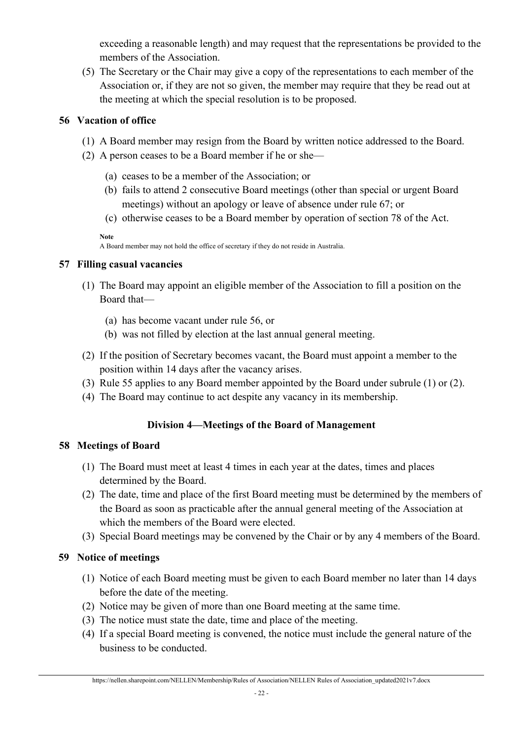exceeding a reasonable length) and may request that the representations be provided to the members of the Association.

(5) The Secretary or the Chair may give a copy of the representations to each member of the Association or, if they are not so given, the member may require that they be read out at the meeting at which the special resolution is to be proposed.

## 56 Vacation of office

(1) A Board member may resign from the Board by written notice addressed to the Board.

(2) A person ceases to be a Board member if he or she—

  (a) ceases to be a member of the Association; or

  (b) fails to attend 2 consecutive Board meetings (other than special or urgent Board meetings) without an apology or leave of absence under rule 67; or

  (c) otherwise ceases to be a Board member by operation of section 78 of the Act.

**Note**

A Board member may not hold the office of secretary if they do not reside in Australia.

## 57 Filling casual vacancies

(1) The Board may appoint an eligible member of the Association to fill a position on the Board that—

  (a) has become vacant under rule 56, or

  (b) was not filled by election at the last annual general meeting.

(2) If the position of Secretary becomes vacant, the Board must appoint a member to the position within 14 days after the vacancy arises.

(3) Rule 55 applies to any Board member appointed by the Board under subrule (1) or (2).

(4) The Board may continue to act despite any vacancy in its membership.

### Division 4—Meetings of the Board of Management

## 58 Meetings of Board

(1) The Board must meet at least 4 times in each year at the dates, times and places determined by the Board.

(2) The date, time and place of the first Board meeting must be determined by the members of the Board as soon as practicable after the annual general meeting of the Association at which the members of the Board were elected.

(3) Special Board meetings may be convened by the Chair or by any 4 members of the Board.

## 59 Notice of meetings

(1) Notice of each Board meeting must be given to each Board member no later than 14 days before the date of the meeting.

(2) Notice may be given of more than one Board meeting at the same time.

(3) The notice must state the date, time and place of the meeting.

(4) If a special Board meeting is convened, the notice must include the general nature of the business to be conducted.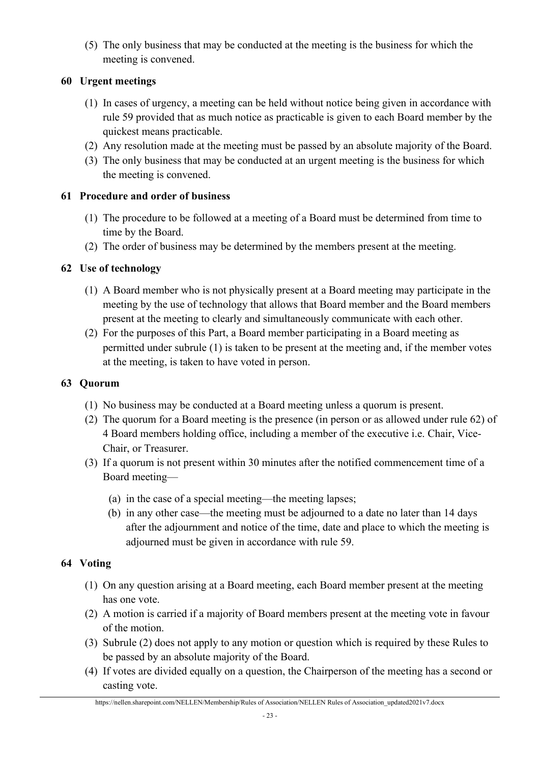(5) The only business that may be conducted at the meeting is the business for which the meeting is convened.

### 60 Urgent meetings

(1) In cases of urgency, a meeting can be held without notice being given in accordance with rule 59 provided that as much notice as practicable is given to each Board member by the quickest means practicable.

(2) Any resolution made at the meeting must be passed by an absolute majority of the Board.

(3) The only business that may be conducted at an urgent meeting is the business for which the meeting is convened.

### 61 Procedure and order of business

(1) The procedure to be followed at a meeting of a Board must be determined from time to time by the Board.

(2) The order of business may be determined by the members present at the meeting.

### 62 Use of technology

(1) A Board member who is not physically present at a Board meeting may participate in the meeting by the use of technology that allows that Board member and the Board members present at the meeting to clearly and simultaneously communicate with each other.

(2) For the purposes of this Part, a Board member participating in a Board meeting as permitted under subrule (1) is taken to be present at the meeting and, if the member votes at the meeting, is taken to have voted in person.

### 63 Quorum

(1) No business may be conducted at a Board meeting unless a quorum is present.

(2) The quorum for a Board meeting is the presence (in person or as allowed under rule 62) of 4 Board members holding office, including a member of the executive i.e. Chair, Vice-Chair, or Treasurer.

(3) If a quorum is not present within 30 minutes after the notified commencement time of a Board meeting—

  (a) in the case of a special meeting—the meeting lapses;

  (b) in any other case—the meeting must be adjourned to a date no later than 14 days after the adjournment and notice of the time, date and place to which the meeting is adjourned must be given in accordance with rule 59.

### 64 Voting

(1) On any question arising at a Board meeting, each Board member present at the meeting has one vote.

(2) A motion is carried if a majority of Board members present at the meeting vote in favour of the motion.

(3) Subrule (2) does not apply to any motion or question which is required by these Rules to be passed by an absolute majority of the Board.

(4) If votes are divided equally on a question, the Chairperson of the meeting has a second or casting vote.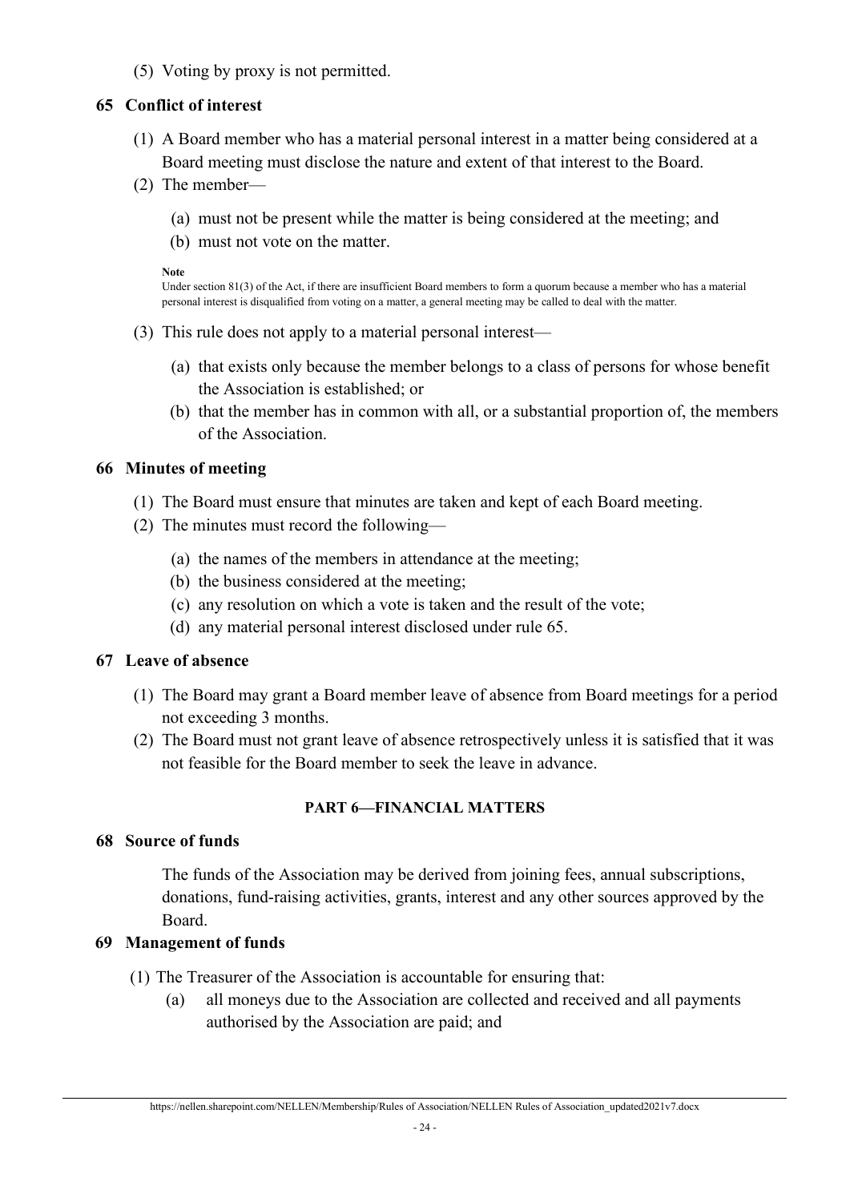(5) Voting by proxy is not permitted.

### 65 Conflict of interest

(1) A Board member who has a material personal interest in a matter being considered at a Board meeting must disclose the nature and extent of that interest to the Board.

(2) The member—

- (a) must not be present while the matter is being considered at the meeting; and
- (b) must not vote on the matter.

**Note**

Under section 81(3) of the Act, if there are insufficient Board members to form a quorum because a member who has a material personal interest is disqualified from voting on a matter, a general meeting may be called to deal with the matter.

(3) This rule does not apply to a material personal interest—

- (a) that exists only because the member belongs to a class of persons for whose benefit the Association is established; or
- (b) that the member has in common with all, or a substantial proportion of, the members of the Association.

### 66 Minutes of meeting

(1) The Board must ensure that minutes are taken and kept of each Board meeting.

(2) The minutes must record the following—

- (a) the names of the members in attendance at the meeting;
- (b) the business considered at the meeting;
- (c) any resolution on which a vote is taken and the result of the vote;
- (d) any material personal interest disclosed under rule 65.

### 67 Leave of absence

(1) The Board may grant a Board member leave of absence from Board meetings for a period not exceeding 3 months.

(2) The Board must not grant leave of absence retrospectively unless it is satisfied that it was not feasible for the Board member to seek the leave in advance.

## PART 6—FINANCIAL MATTERS

### 68 Source of funds

The funds of the Association may be derived from joining fees, annual subscriptions, donations, fund-raising activities, grants, interest and any other sources approved by the Board.

### 69 Management of funds

(1) The Treasurer of the Association is accountable for ensuring that:

- (a) all moneys due to the Association are collected and received and all payments authorised by the Association are paid; and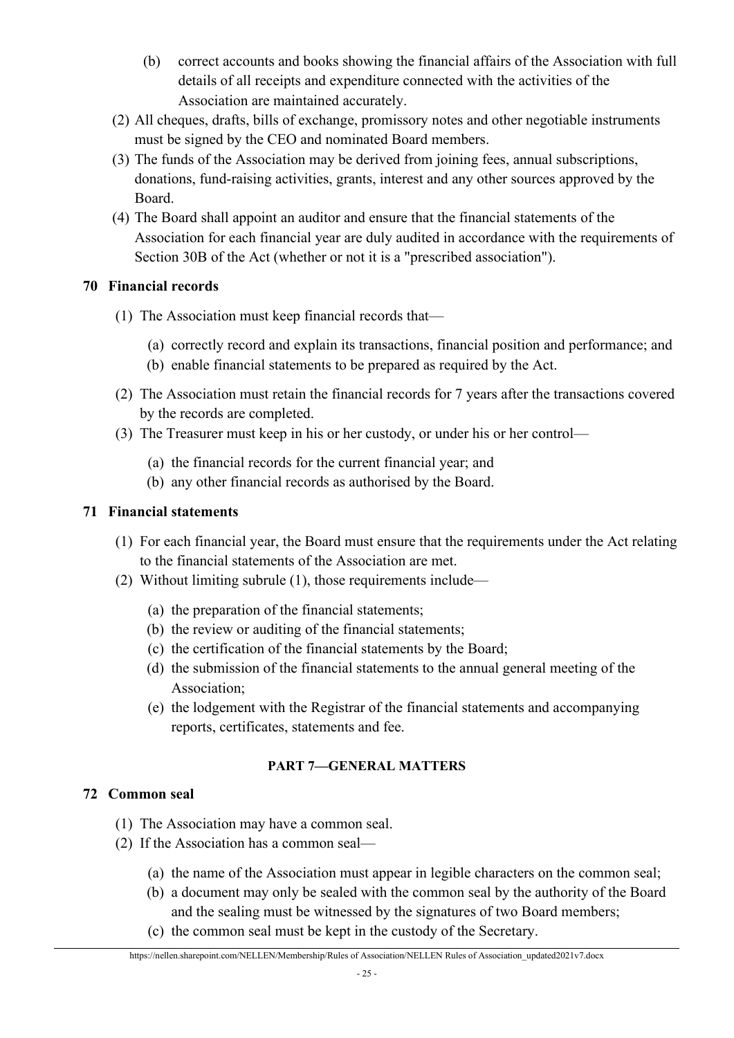(b) correct accounts and books showing the financial affairs of the Association with full details of all receipts and expenditure connected with the activities of the Association are maintained accurately.

(2) All cheques, drafts, bills of exchange, promissory notes and other negotiable instruments must be signed by the CEO and nominated Board members.

(3) The funds of the Association may be derived from joining fees, annual subscriptions, donations, fund-raising activities, grants, interest and any other sources approved by the Board.

(4) The Board shall appoint an auditor and ensure that the financial statements of the Association for each financial year are duly audited in accordance with the requirements of Section 30B of the Act (whether or not it is a "prescribed association").

## 70 Financial records

(1) The Association must keep financial records that—

(a) correctly record and explain its transactions, financial position and performance; and

(b) enable financial statements to be prepared as required by the Act.

(2) The Association must retain the financial records for 7 years after the transactions covered by the records are completed.

(3) The Treasurer must keep in his or her custody, or under his or her control—

(a) the financial records for the current financial year; and

(b) any other financial records as authorised by the Board.

## 71 Financial statements

(1) For each financial year, the Board must ensure that the requirements under the Act relating to the financial statements of the Association are met.

(2) Without limiting subrule (1), those requirements include—

(a) the preparation of the financial statements;

(b) the review or auditing of the financial statements;

(c) the certification of the financial statements by the Board;

(d) the submission of the financial statements to the annual general meeting of the Association;

(e) the lodgement with the Registrar of the financial statements and accompanying reports, certificates, statements and fee.

# PART 7—GENERAL MATTERS

## 72 Common seal

(1) The Association may have a common seal.

(2) If the Association has a common seal—

(a) the name of the Association must appear in legible characters on the common seal;

(b) a document may only be sealed with the common seal by the authority of the Board and the sealing must be witnessed by the signatures of two Board members;

(c) the common seal must be kept in the custody of the Secretary.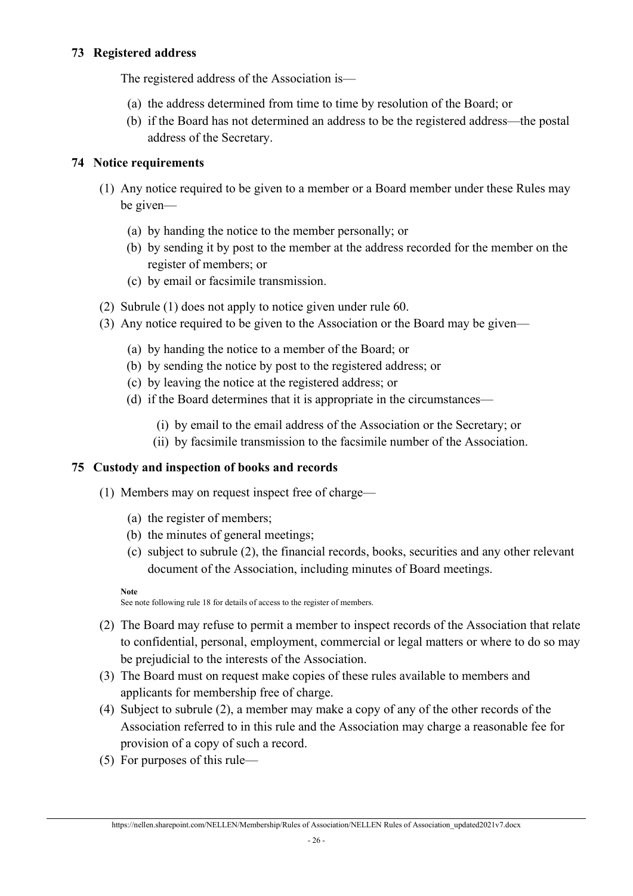## 73 Registered address

The registered address of the Association is—

(a) the address determined from time to time by resolution of the Board; or

(b) if the Board has not determined an address to be the registered address—the postal address of the Secretary.

## 74 Notice requirements

(1) Any notice required to be given to a member or a Board member under these Rules may be given—

  (a) by handing the notice to the member personally; or

  (b) by sending it by post to the member at the address recorded for the member on the register of members; or

  (c) by email or facsimile transmission.

(2) Subrule (1) does not apply to notice given under rule 60.

(3) Any notice required to be given to the Association or the Board may be given—

  (a) by handing the notice to a member of the Board; or

  (b) by sending the notice by post to the registered address; or

  (c) by leaving the notice at the registered address; or

  (d) if the Board determines that it is appropriate in the circumstances—

    (i) by email to the email address of the Association or the Secretary; or

    (ii) by facsimile transmission to the facsimile number of the Association.

## 75 Custody and inspection of books and records

(1) Members may on request inspect free of charge—

  (a) the register of members;

  (b) the minutes of general meetings;

  (c) subject to subrule (2), the financial records, books, securities and any other relevant document of the Association, including minutes of Board meetings.

**Note**
See note following rule 18 for details of access to the register of members.

(2) The Board may refuse to permit a member to inspect records of the Association that relate to confidential, personal, employment, commercial or legal matters or where to do so may be prejudicial to the interests of the Association.

(3) The Board must on request make copies of these rules available to members and applicants for membership free of charge.

(4) Subject to subrule (2), a member may make a copy of any of the other records of the Association referred to in this rule and the Association may charge a reasonable fee for provision of a copy of such a record.

(5) For purposes of this rule—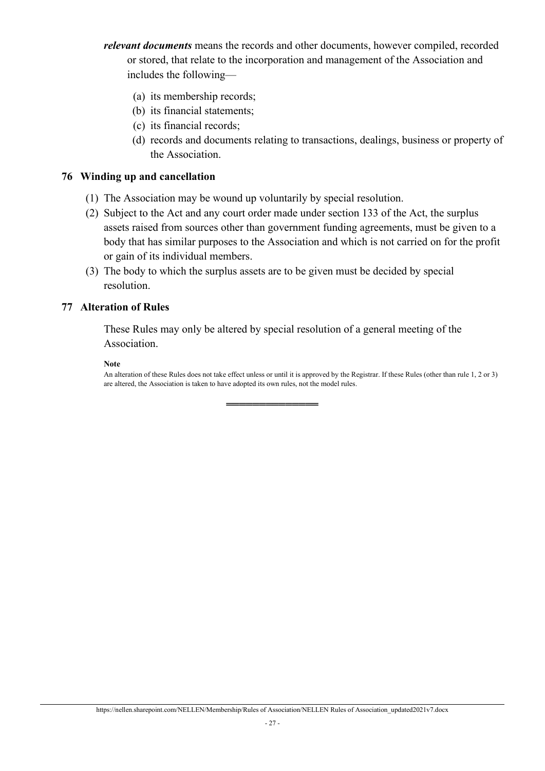***relevant documents*** means the records and other documents, however compiled, recorded or stored, that relate to the incorporation and management of the Association and includes the following—

(a) its membership records;

(b) its financial statements;

(c) its financial records;

(d) records and documents relating to transactions, dealings, business or property of the Association.

### 76 Winding up and cancellation

(1) The Association may be wound up voluntarily by special resolution.

(2) Subject to the Act and any court order made under section 133 of the Act, the surplus assets raised from sources other than government funding agreements, must be given to a body that has similar purposes to the Association and which is not carried on for the profit or gain of its individual members.

(3) The body to which the surplus assets are to be given must be decided by special resolution.

### 77 Alteration of Rules

These Rules may only be altered by special resolution of a general meeting of the Association.

**Note**

An alteration of these Rules does not take effect unless or until it is approved by the Registrar. If these Rules (other than rule 1, 2 or 3) are altered, the Association is taken to have adopted its own rules, not the model rules.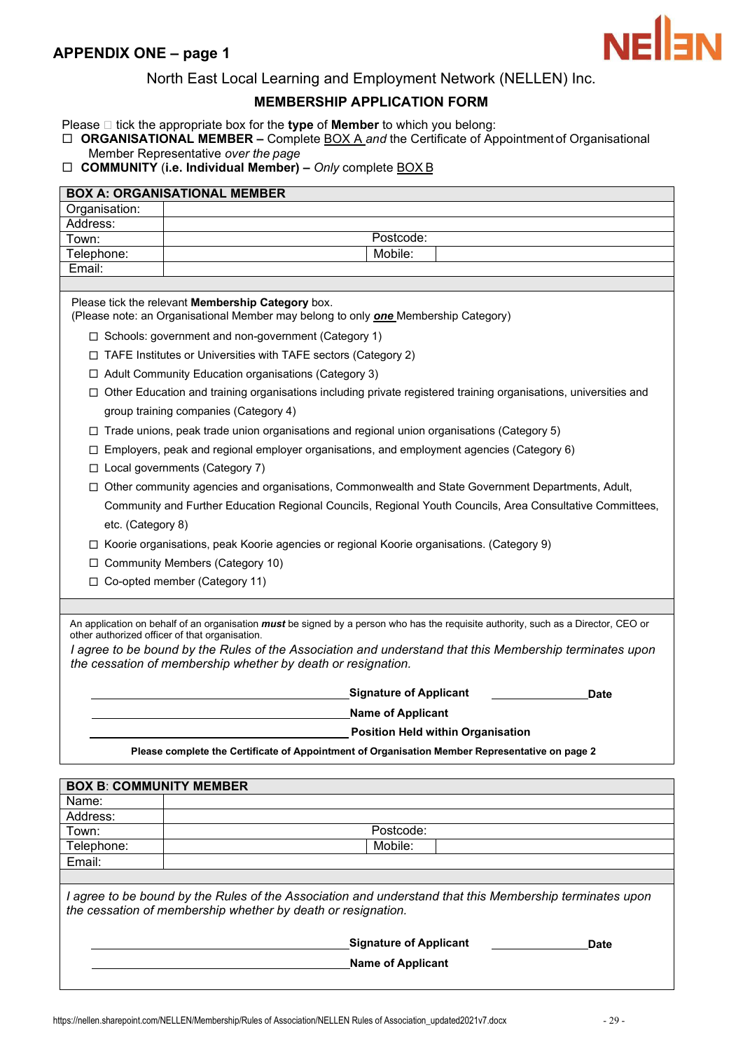## APPENDIX ONE – page 1

North East Local Learning and Employment Network (NELLEN) Inc.

**MEMBERSHIP APPLICATION FORM**

Please ☐ tick the appropriate box for the **type** of **Member** to which you belong:

☐ **ORGANISATIONAL MEMBER –** Complete BOX A *and* the Certificate of Appointment of Organisational Member Representative *over the page*

☐ **COMMUNITY (i.e. Individual Member) –** *Only* complete BOX B

| **BOX A: ORGANISATIONAL MEMBER** | | | |
|---|---|---|---|
| Organisation: | | | |
| Address: | | | |
| Town: | | Postcode: | |
| Telephone: | | Mobile: | |
| Email: | | | |

Please tick the relevant **Membership Category** box.
(Please note: an Organisational Member may belong to only ***one*** Membership Category)

- ☐ Schools: government and non-government (Category 1)
- ☐ TAFE Institutes or Universities with TAFE sectors (Category 2)
- ☐ Adult Community Education organisations (Category 3)
- ☐ Other Education and training organisations including private registered training organisations, universities and group training companies (Category 4)
- ☐ Trade unions, peak trade union organisations and regional union organisations (Category 5)
- ☐ Employers, peak and regional employer organisations, and employment agencies (Category 6)
- ☐ Local governments (Category 7)
- ☐ Other community agencies and organisations, Commonwealth and State Government Departments, Adult, Community and Further Education Regional Councils, Regional Youth Councils, Area Consultative Committees, etc. (Category 8)
- ☐ Koorie organisations, peak Koorie agencies or regional Koorie organisations. (Category 9)
- ☐ Community Members (Category 10)
- ☐ Co-opted member (Category 11)

An application on behalf of an organisation ***must*** be signed by a person who has the requisite authority, such as a Director, CEO or other authorized officer of that organisation.

*I agree to be bound by the Rules of the Association and understand that this Membership terminates upon the cessation of membership whether by death or resignation.*

______________________ **Signature of Applicant** ____________ **Date**

______________________ **Name of Applicant**

______________________ **Position Held within Organisation**

**Please complete the Certificate of Appointment of Organisation Member Representative on page 2**

| **BOX B: COMMUNITY MEMBER** | | | |
|---|---|---|---|
| Name: | | | |
| Address: | | | |
| Town: | | Postcode: | |
| Telephone: | | Mobile: | |
| Email: | | | |

*I agree to be bound by the Rules of the Association and understand that this Membership terminates upon the cessation of membership whether by death or resignation.*

______________________ **Signature of Applicant** ____________ **Date**

______________________ **Name of Applicant**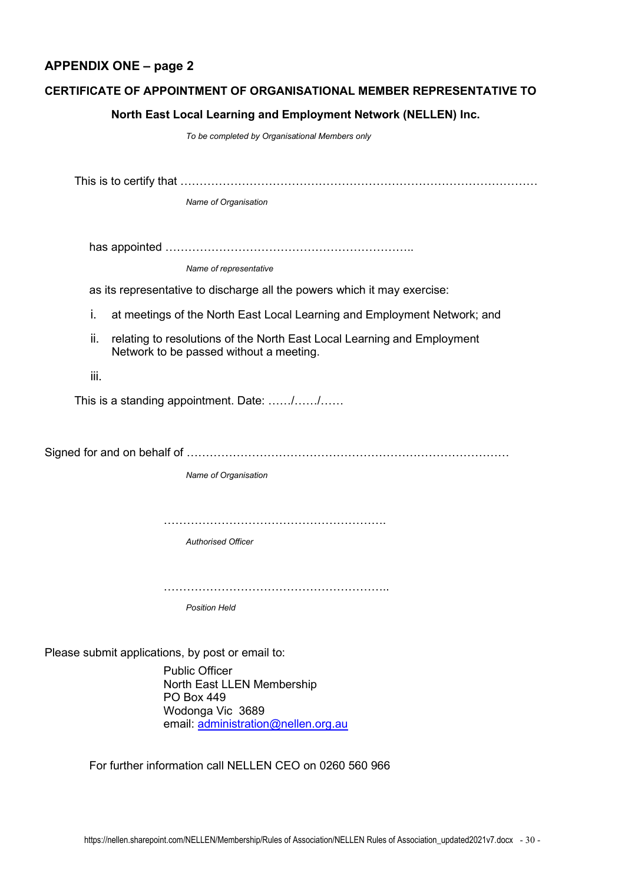## APPENDIX ONE – page 2

### CERTIFICATE OF APPOINTMENT OF ORGANISATIONAL MEMBER REPRESENTATIVE TO

### North East Local Learning and Employment Network (NELLEN) Inc.

*To be completed by Organisational Members only*

This is to certify that ……………………………………………………………………………………

*Name of Organisation*

has appointed ………………………………………………………..

*Name of representative*

as its representative to discharge all the powers which it may exercise:

i. at meetings of the North East Local Learning and Employment Network; and

ii. relating to resolutions of the North East Local Learning and Employment Network to be passed without a meeting.

iii.

This is a standing appointment. Date: ……/……/……

Signed for and on behalf of …………………………………………………………………………

*Name of Organisation*

………………………………………………….

*Authorised Officer*

…………………………………………………..

*Position Held*

Please submit applications, by post or email to:

Public Officer
North East LLEN Membership
PO Box 449
Wodonga Vic 3689
email: administration@nellen.org.au

For further information call NELLEN CEO on 0260 560 966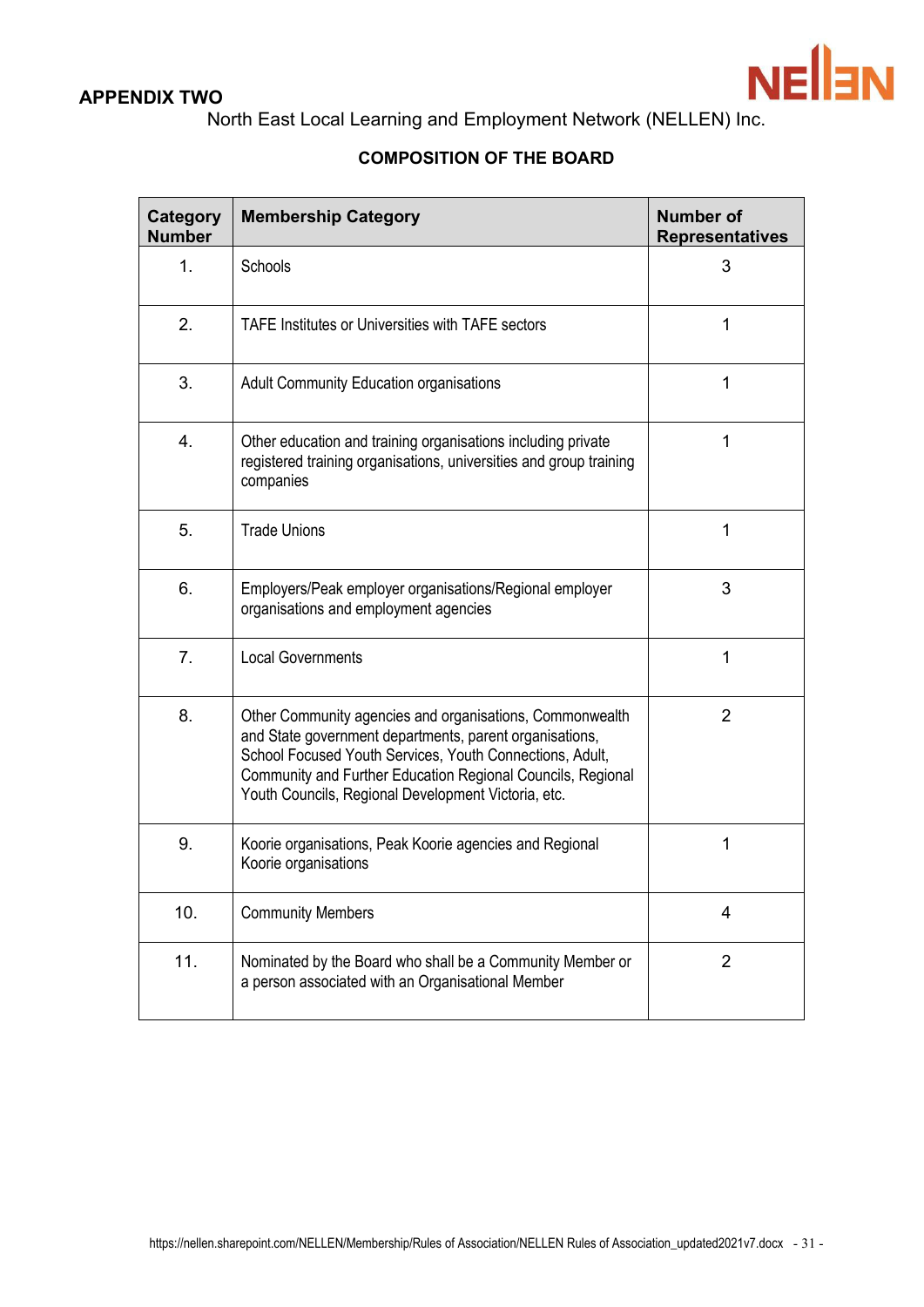## APPENDIX TWO

North East Local Learning and Employment Network (NELLEN) Inc.

### COMPOSITION OF THE BOARD

| Category Number | Membership Category | Number of Representatives |
| --- | --- | --- |
| 1. | Schools | 3 |
| 2. | TAFE Institutes or Universities with TAFE sectors | 1 |
| 3. | Adult Community Education organisations | 1 |
| 4. | Other education and training organisations including private registered training organisations, universities and group training companies | 1 |
| 5. | Trade Unions | 1 |
| 6. | Employers/Peak employer organisations/Regional employer organisations and employment agencies | 3 |
| 7. | Local Governments | 1 |
| 8. | Other Community agencies and organisations, Commonwealth and State government departments, parent organisations, School Focused Youth Services, Youth Connections, Adult, Community and Further Education Regional Councils, Regional Youth Councils, Regional Development Victoria, etc. | 2 |
| 9. | Koorie organisations, Peak Koorie agencies and Regional Koorie organisations | 1 |
| 10. | Community Members | 4 |
| 11. | Nominated by the Board who shall be a Community Member or a person associated with an Organisational Member | 2 |